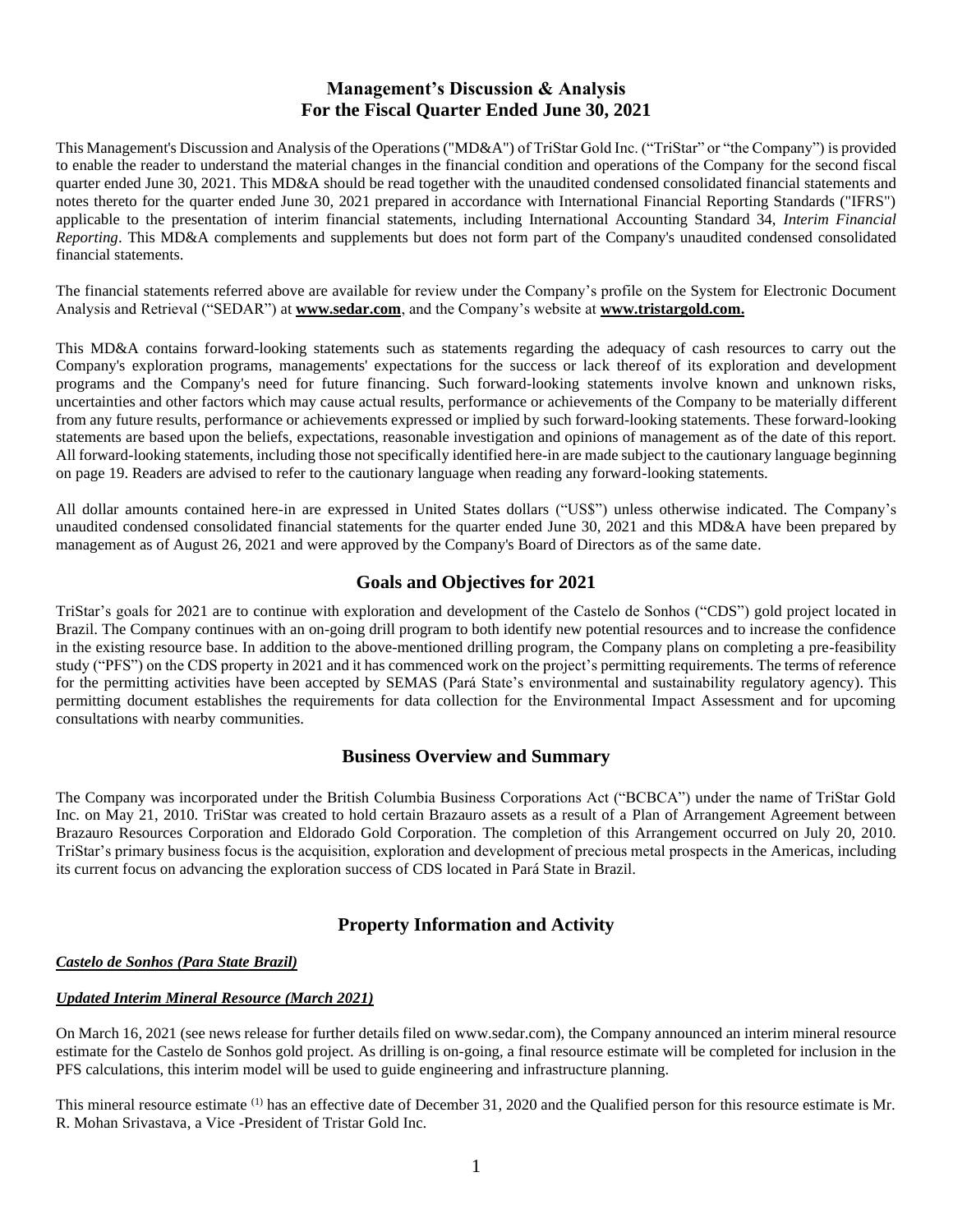# Management's Discussion & Analysis
# For the Fiscal Quarter Ended June 30, 2021

This Management's Discussion and Analysis of the Operations ("MD&A") of TriStar Gold Inc. ("TriStar" or "the Company") is provided to enable the reader to understand the material changes in the financial condition and operations of the Company for the second fiscal quarter ended June 30, 2021. This MD&A should be read together with the unaudited condensed consolidated financial statements and notes thereto for the quarter ended June 30, 2021 prepared in accordance with International Financial Reporting Standards ("IFRS") applicable to the presentation of interim financial statements, including International Accounting Standard 34, *Interim Financial Reporting*. This MD&A complements and supplements but does not form part of the Company's unaudited condensed consolidated financial statements.

The financial statements referred above are available for review under the Company's profile on the System for Electronic Document Analysis and Retrieval ("SEDAR") at **www.sedar.com**, and the Company's website at **www.tristargold.com.**

This MD&A contains forward-looking statements such as statements regarding the adequacy of cash resources to carry out the Company's exploration programs, managements' expectations for the success or lack thereof of its exploration and development programs and the Company's need for future financing. Such forward-looking statements involve known and unknown risks, uncertainties and other factors which may cause actual results, performance or achievements of the Company to be materially different from any future results, performance or achievements expressed or implied by such forward-looking statements. These forward-looking statements are based upon the beliefs, expectations, reasonable investigation and opinions of management as of the date of this report. All forward-looking statements, including those not specifically identified here-in are made subject to the cautionary language beginning on page 19. Readers are advised to refer to the cautionary language when reading any forward-looking statements.

All dollar amounts contained here-in are expressed in United States dollars ("US$") unless otherwise indicated. The Company's unaudited condensed consolidated financial statements for the quarter ended June 30, 2021 and this MD&A have been prepared by management as of August 26, 2021 and were approved by the Company's Board of Directors as of the same date.

## Goals and Objectives for 2021

TriStar's goals for 2021 are to continue with exploration and development of the Castelo de Sonhos ("CDS") gold project located in Brazil. The Company continues with an on-going drill program to both identify new potential resources and to increase the confidence in the existing resource base. In addition to the above-mentioned drilling program, the Company plans on completing a pre-feasibility study ("PFS") on the CDS property in 2021 and it has commenced work on the project's permitting requirements. The terms of reference for the permitting activities have been accepted by SEMAS (Pará State's environmental and sustainability regulatory agency). This permitting document establishes the requirements for data collection for the Environmental Impact Assessment and for upcoming consultations with nearby communities.

## Business Overview and Summary

The Company was incorporated under the British Columbia Business Corporations Act ("BCBCA") under the name of TriStar Gold Inc. on May 21, 2010. TriStar was created to hold certain Brazauro assets as a result of a Plan of Arrangement Agreement between Brazauro Resources Corporation and Eldorado Gold Corporation. The completion of this Arrangement occurred on July 20, 2010. TriStar's primary business focus is the acquisition, exploration and development of precious metal prospects in the Americas, including its current focus on advancing the exploration success of CDS located in Pará State in Brazil.

## Property Information and Activity

***Castelo de Sonhos (Para State Brazil)***

***Updated Interim Mineral Resource (March 2021)***

On March 16, 2021 (see news release for further details filed on www.sedar.com), the Company announced an interim mineral resource estimate for the Castelo de Sonhos gold project. As drilling is on-going, a final resource estimate will be completed for inclusion in the PFS calculations, this interim model will be used to guide engineering and infrastructure planning.

This mineral resource estimate [(1)] has an effective date of December 31, 2020 and the Qualified person for this resource estimate is Mr. R. Mohan Srivastava, a Vice -President of Tristar Gold Inc.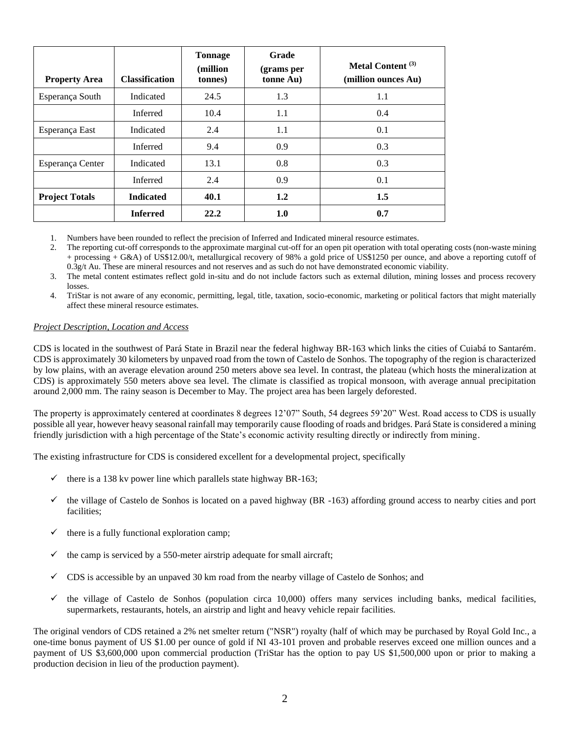| Property Area | Classification | Tonnage (million tonnes) | Grade (grams per tonne Au) | Metal Content [(3)] (million ounces Au) |
|---|---|---|---|---|
| Esperança South | Indicated | 24.5 | 1.3 | 1.1 |
| | Inferred | 10.4 | 1.1 | 0.4 |
| Esperança East | Indicated | 2.4 | 1.1 | 0.1 |
| | Inferred | 9.4 | 0.9 | 0.3 |
| Esperança Center | Indicated | 13.1 | 0.8 | 0.3 |
| | Inferred | 2.4 | 0.9 | 0.1 |
| **Project Totals** | **Indicated** | **40.1** | **1.2** | **1.5** |
| | **Inferred** | **22.2** | **1.0** | **0.7** |

1. Numbers have been rounded to reflect the precision of Inferred and Indicated mineral resource estimates.
2. The reporting cut-off corresponds to the approximate marginal cut-off for an open pit operation with total operating costs (non-waste mining + processing + G&A) of US$12.00/t, metallurgical recovery of 98% a gold price of US$1250 per ounce, and above a reporting cutoff of 0.3g/t Au. These are mineral resources and not reserves and as such do not have demonstrated economic viability.
3. The metal content estimates reflect gold in-situ and do not include factors such as external dilution, mining losses and process recovery losses.
4. TriStar is not aware of any economic, permitting, legal, title, taxation, socio-economic, marketing or political factors that might materially affect these mineral resource estimates.

*Project Description, Location and Access*

CDS is located in the southwest of Pará State in Brazil near the federal highway BR-163 which links the cities of Cuiabá to Santarém. CDS is approximately 30 kilometers by unpaved road from the town of Castelo de Sonhos. The topography of the region is characterized by low plains, with an average elevation around 250 meters above sea level. In contrast, the plateau (which hosts the mineralization at CDS) is approximately 550 meters above sea level. The climate is classified as tropical monsoon, with average annual precipitation around 2,000 mm. The rainy season is December to May. The project area has been largely deforested.

The property is approximately centered at coordinates 8 degrees 12'07" South, 54 degrees 59'20" West. Road access to CDS is usually possible all year, however heavy seasonal rainfall may temporarily cause flooding of roads and bridges. Pará State is considered a mining friendly jurisdiction with a high percentage of the State's economic activity resulting directly or indirectly from mining.

The existing infrastructure for CDS is considered excellent for a developmental project, specifically

- ✓ there is a 138 kv power line which parallels state highway BR-163;
- ✓ the village of Castelo de Sonhos is located on a paved highway (BR -163) affording ground access to nearby cities and port facilities;
- ✓ there is a fully functional exploration camp;
- ✓ the camp is serviced by a 550-meter airstrip adequate for small aircraft;
- ✓ CDS is accessible by an unpaved 30 km road from the nearby village of Castelo de Sonhos; and
- ✓ the village of Castelo de Sonhos (population circa 10,000) offers many services including banks, medical facilities, supermarkets, restaurants, hotels, an airstrip and light and heavy vehicle repair facilities.

The original vendors of CDS retained a 2% net smelter return ("NSR") royalty (half of which may be purchased by Royal Gold Inc., a one-time bonus payment of US $1.00 per ounce of gold if NI 43-101 proven and probable reserves exceed one million ounces and a payment of US $3,600,000 upon commercial production (TriStar has the option to pay US $1,500,000 upon or prior to making a production decision in lieu of the production payment).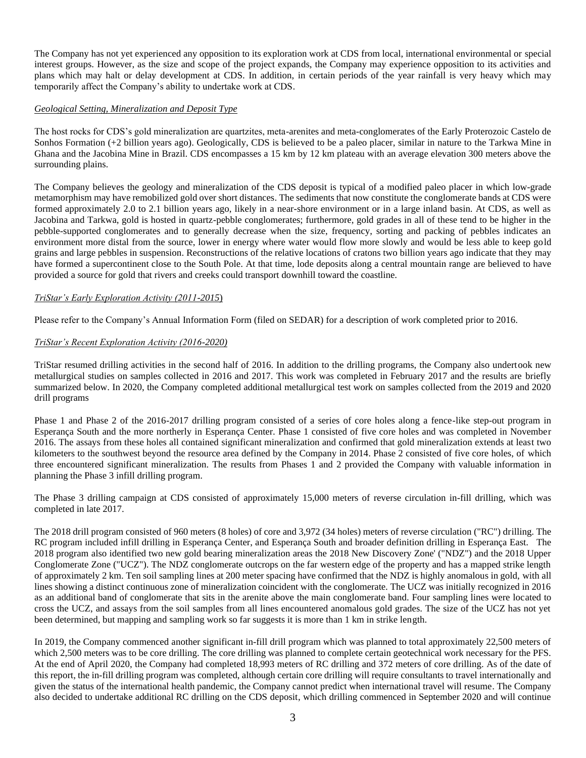The Company has not yet experienced any opposition to its exploration work at CDS from local, international environmental or special interest groups. However, as the size and scope of the project expands, the Company may experience opposition to its activities and plans which may halt or delay development at CDS. In addition, in certain periods of the year rainfall is very heavy which may temporarily affect the Company's ability to undertake work at CDS.

*Geological Setting, Mineralization and Deposit Type*

The host rocks for CDS's gold mineralization are quartzites, meta-arenites and meta-conglomerates of the Early Proterozoic Castelo de Sonhos Formation (+2 billion years ago). Geologically, CDS is believed to be a paleo placer, similar in nature to the Tarkwa Mine in Ghana and the Jacobina Mine in Brazil. CDS encompasses a 15 km by 12 km plateau with an average elevation 300 meters above the surrounding plains.

The Company believes the geology and mineralization of the CDS deposit is typical of a modified paleo placer in which low-grade metamorphism may have remobilized gold over short distances. The sediments that now constitute the conglomerate bands at CDS were formed approximately 2.0 to 2.1 billion years ago, likely in a near-shore environment or in a large inland basin. At CDS, as well as Jacobina and Tarkwa, gold is hosted in quartz-pebble conglomerates; furthermore, gold grades in all of these tend to be higher in the pebble-supported conglomerates and to generally decrease when the size, frequency, sorting and packing of pebbles indicates an environment more distal from the source, lower in energy where water would flow more slowly and would be less able to keep gold grains and large pebbles in suspension. Reconstructions of the relative locations of cratons two billion years ago indicate that they may have formed a supercontinent close to the South Pole. At that time, lode deposits along a central mountain range are believed to have provided a source for gold that rivers and creeks could transport downhill toward the coastline.

*TriStar's Early Exploration Activity (2011-2015)*

Please refer to the Company's Annual Information Form (filed on SEDAR) for a description of work completed prior to 2016.

*TriStar's Recent Exploration Activity (2016-2020)*

TriStar resumed drilling activities in the second half of 2016. In addition to the drilling programs, the Company also undertook new metallurgical studies on samples collected in 2016 and 2017. This work was completed in February 2017 and the results are briefly summarized below. In 2020, the Company completed additional metallurgical test work on samples collected from the 2019 and 2020 drill programs

Phase 1 and Phase 2 of the 2016-2017 drilling program consisted of a series of core holes along a fence-like step-out program in Esperança South and the more northerly in Esperança Center. Phase 1 consisted of five core holes and was completed in November 2016. The assays from these holes all contained significant mineralization and confirmed that gold mineralization extends at least two kilometers to the southwest beyond the resource area defined by the Company in 2014. Phase 2 consisted of five core holes, of which three encountered significant mineralization. The results from Phases 1 and 2 provided the Company with valuable information in planning the Phase 3 infill drilling program.

The Phase 3 drilling campaign at CDS consisted of approximately 15,000 meters of reverse circulation in-fill drilling, which was completed in late 2017.

The 2018 drill program consisted of 960 meters (8 holes) of core and 3,972 (34 holes) meters of reverse circulation ("RC") drilling. The RC program included infill drilling in Esperança Center, and Esperança South and broader definition drilling in Esperança East. The 2018 program also identified two new gold bearing mineralization areas the 2018 New Discovery Zone' ("NDZ") and the 2018 Upper Conglomerate Zone ("UCZ"). The NDZ conglomerate outcrops on the far western edge of the property and has a mapped strike length of approximately 2 km. Ten soil sampling lines at 200 meter spacing have confirmed that the NDZ is highly anomalous in gold, with all lines showing a distinct continuous zone of mineralization coincident with the conglomerate. The UCZ was initially recognized in 2016 as an additional band of conglomerate that sits in the arenite above the main conglomerate band. Four sampling lines were located to cross the UCZ, and assays from the soil samples from all lines encountered anomalous gold grades. The size of the UCZ has not yet been determined, but mapping and sampling work so far suggests it is more than 1 km in strike length.

In 2019, the Company commenced another significant in-fill drill program which was planned to total approximately 22,500 meters of which 2,500 meters was to be core drilling. The core drilling was planned to complete certain geotechnical work necessary for the PFS. At the end of April 2020, the Company had completed 18,993 meters of RC drilling and 372 meters of core drilling. As of the date of this report, the in-fill drilling program was completed, although certain core drilling will require consultants to travel internationally and given the status of the international health pandemic, the Company cannot predict when international travel will resume. The Company also decided to undertake additional RC drilling on the CDS deposit, which drilling commenced in September 2020 and will continue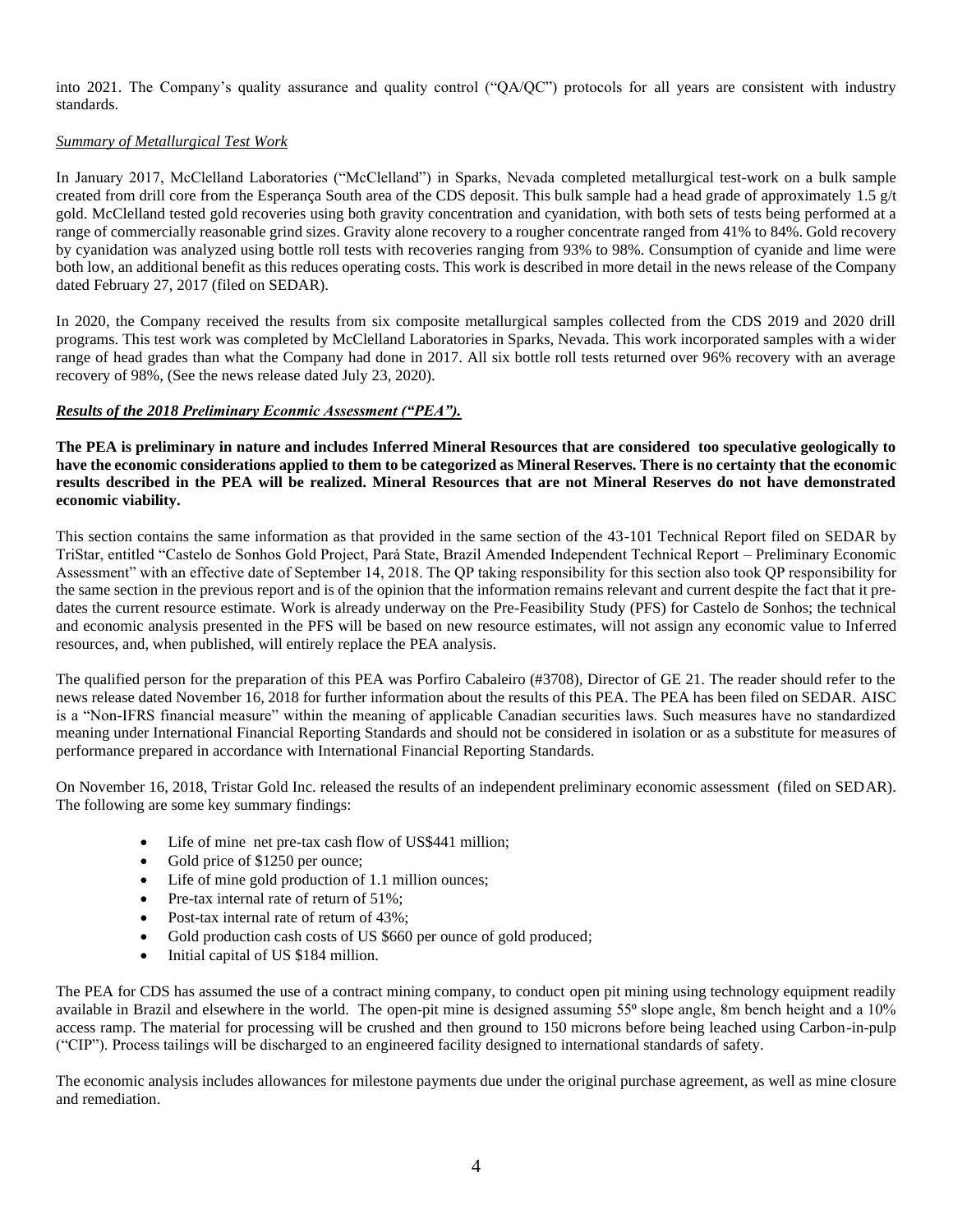into 2021. The Company's quality assurance and quality control ("QA/QC") protocols for all years are consistent with industry standards.

*Summary of Metallurgical Test Work*

In January 2017, McClelland Laboratories ("McClelland") in Sparks, Nevada completed metallurgical test-work on a bulk sample created from drill core from the Esperança South area of the CDS deposit. This bulk sample had a head grade of approximately 1.5 g/t gold. McClelland tested gold recoveries using both gravity concentration and cyanidation, with both sets of tests being performed at a range of commercially reasonable grind sizes. Gravity alone recovery to a rougher concentrate ranged from 41% to 84%. Gold recovery by cyanidation was analyzed using bottle roll tests with recoveries ranging from 93% to 98%. Consumption of cyanide and lime were both low, an additional benefit as this reduces operating costs. This work is described in more detail in the news release of the Company dated February 27, 2017 (filed on SEDAR).

In 2020, the Company received the results from six composite metallurgical samples collected from the CDS 2019 and 2020 drill programs. This test work was completed by McClelland Laboratories in Sparks, Nevada. This work incorporated samples with a wider range of head grades than what the Company had done in 2017. All six bottle roll tests returned over 96% recovery with an average recovery of 98%, (See the news release dated July 23, 2020).

***Results of the 2018 Preliminary Econmic Assessment ("PEA").***

**The PEA is preliminary in nature and includes Inferred Mineral Resources that are considered too speculative geologically to have the economic considerations applied to them to be categorized as Mineral Reserves. There is no certainty that the economic results described in the PEA will be realized. Mineral Resources that are not Mineral Reserves do not have demonstrated economic viability.**

This section contains the same information as that provided in the same section of the 43-101 Technical Report filed on SEDAR by TriStar, entitled "Castelo de Sonhos Gold Project, Pará State, Brazil Amended Independent Technical Report – Preliminary Economic Assessment" with an effective date of September 14, 2018. The QP taking responsibility for this section also took QP responsibility for the same section in the previous report and is of the opinion that the information remains relevant and current despite the fact that it pre-dates the current resource estimate. Work is already underway on the Pre-Feasibility Study (PFS) for Castelo de Sonhos; the technical and economic analysis presented in the PFS will be based on new resource estimates, will not assign any economic value to Inferred resources, and, when published, will entirely replace the PEA analysis.

The qualified person for the preparation of this PEA was Porfiro Cabaleiro (#3708), Director of GE 21. The reader should refer to the news release dated November 16, 2018 for further information about the results of this PEA. The PEA has been filed on SEDAR. AISC is a "Non-IFRS financial measure" within the meaning of applicable Canadian securities laws. Such measures have no standardized meaning under International Financial Reporting Standards and should not be considered in isolation or as a substitute for measures of performance prepared in accordance with International Financial Reporting Standards.

On November 16, 2018, Tristar Gold Inc. released the results of an independent preliminary economic assessment (filed on SEDAR). The following are some key summary findings:

- Life of mine net pre-tax cash flow of US$441 million;
- Gold price of $1250 per ounce;
- Life of mine gold production of 1.1 million ounces;
- Pre-tax internal rate of return of 51%;
- Post-tax internal rate of return of 43%;
- Gold production cash costs of US $660 per ounce of gold produced;
- Initial capital of US $184 million.

The PEA for CDS has assumed the use of a contract mining company, to conduct open pit mining using technology equipment readily available in Brazil and elsewhere in the world. The open-pit mine is designed assuming 55º slope angle, 8m bench height and a 10% access ramp. The material for processing will be crushed and then ground to 150 microns before being leached using Carbon-in-pulp ("CIP"). Process tailings will be discharged to an engineered facility designed to international standards of safety.

The economic analysis includes allowances for milestone payments due under the original purchase agreement, as well as mine closure and remediation.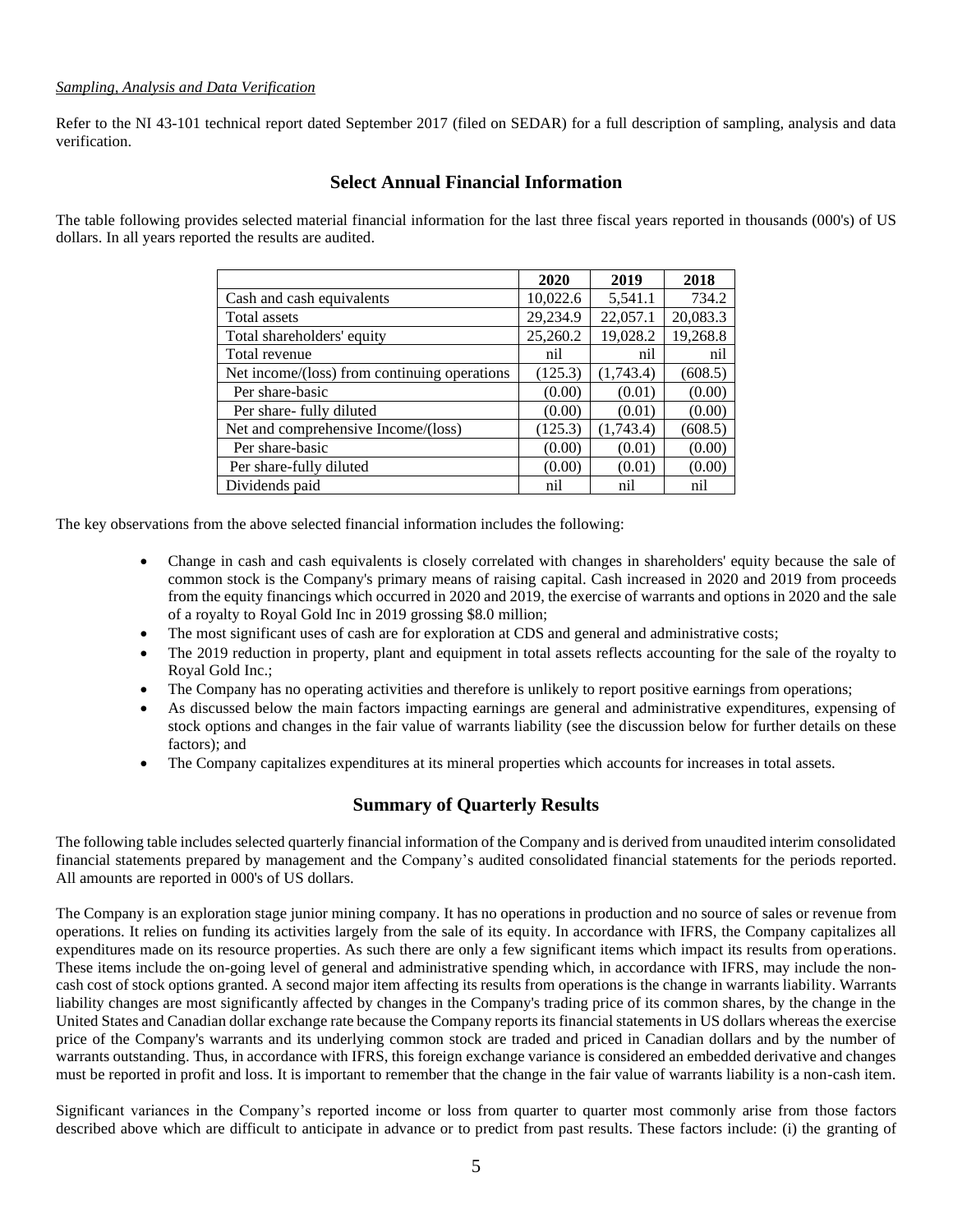*Sampling, Analysis and Data Verification*

Refer to the NI 43-101 technical report dated September 2017 (filed on SEDAR) for a full description of sampling, analysis and data verification.

## Select Annual Financial Information

The table following provides selected material financial information for the last three fiscal years reported in thousands (000's) of US dollars. In all years reported the results are audited.

| | 2020 | 2019 | 2018 |
|---|---|---|---|
| Cash and cash equivalents | 10,022.6 | 5,541.1 | 734.2 |
| Total assets | 29,234.9 | 22,057.1 | 20,083.3 |
| Total shareholders' equity | 25,260.2 | 19,028.2 | 19,268.8 |
| Total revenue | nil | nil | nil |
| Net income/(loss) from continuing operations | (125.3) | (1,743.4) | (608.5) |
| Per share-basic | (0.00) | (0.01) | (0.00) |
| Per share- fully diluted | (0.00) | (0.01) | (0.00) |
| Net and comprehensive Income/(loss) | (125.3) | (1,743.4) | (608.5) |
| Per share-basic | (0.00) | (0.01) | (0.00) |
| Per share-fully diluted | (0.00) | (0.01) | (0.00) |
| Dividends paid | nil | nil | nil |

The key observations from the above selected financial information includes the following:

- Change in cash and cash equivalents is closely correlated with changes in shareholders' equity because the sale of common stock is the Company's primary means of raising capital. Cash increased in 2020 and 2019 from proceeds from the equity financings which occurred in 2020 and 2019, the exercise of warrants and options in 2020 and the sale of a royalty to Royal Gold Inc in 2019 grossing $8.0 million;
- The most significant uses of cash are for exploration at CDS and general and administrative costs;
- The 2019 reduction in property, plant and equipment in total assets reflects accounting for the sale of the royalty to Royal Gold Inc.;
- The Company has no operating activities and therefore is unlikely to report positive earnings from operations;
- As discussed below the main factors impacting earnings are general and administrative expenditures, expensing of stock options and changes in the fair value of warrants liability (see the discussion below for further details on these factors); and
- The Company capitalizes expenditures at its mineral properties which accounts for increases in total assets.

## Summary of Quarterly Results

The following table includes selected quarterly financial information of the Company and is derived from unaudited interim consolidated financial statements prepared by management and the Company's audited consolidated financial statements for the periods reported. All amounts are reported in 000's of US dollars.

The Company is an exploration stage junior mining company. It has no operations in production and no source of sales or revenue from operations. It relies on funding its activities largely from the sale of its equity. In accordance with IFRS, the Company capitalizes all expenditures made on its resource properties. As such there are only a few significant items which impact its results from operations. These items include the on-going level of general and administrative spending which, in accordance with IFRS, may include the non-cash cost of stock options granted. A second major item affecting its results from operations is the change in warrants liability. Warrants liability changes are most significantly affected by changes in the Company's trading price of its common shares, by the change in the United States and Canadian dollar exchange rate because the Company reports its financial statements in US dollars whereas the exercise price of the Company's warrants and its underlying common stock are traded and priced in Canadian dollars and by the number of warrants outstanding. Thus, in accordance with IFRS, this foreign exchange variance is considered an embedded derivative and changes must be reported in profit and loss. It is important to remember that the change in the fair value of warrants liability is a non-cash item.

Significant variances in the Company's reported income or loss from quarter to quarter most commonly arise from those factors described above which are difficult to anticipate in advance or to predict from past results. These factors include: (i) the granting of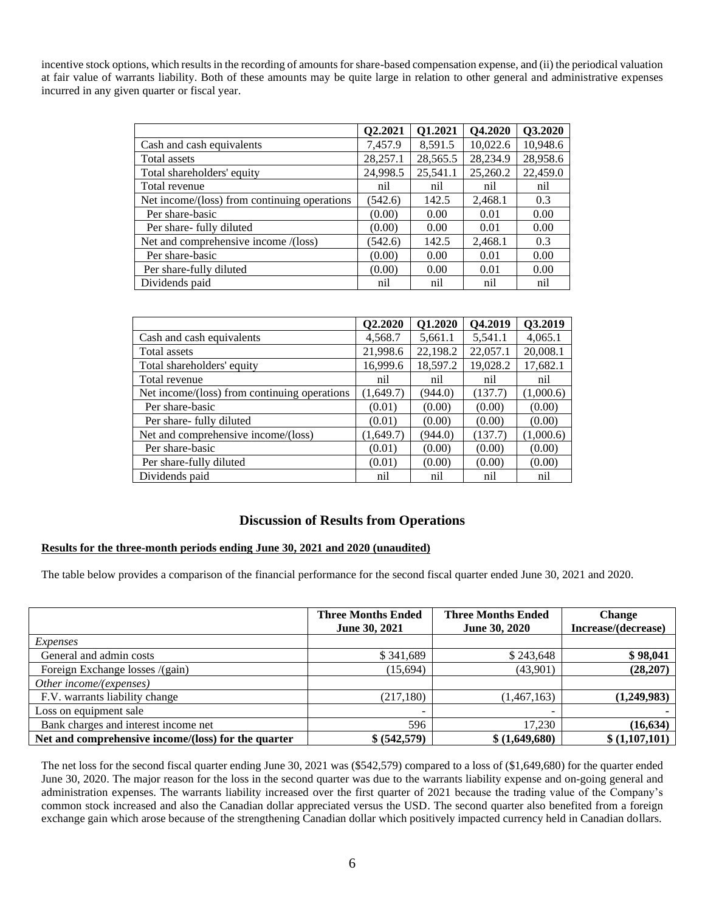incentive stock options, which results in the recording of amounts for share-based compensation expense, and (ii) the periodical valuation at fair value of warrants liability. Both of these amounts may be quite large in relation to other general and administrative expenses incurred in any given quarter or fiscal year.

| | Q2.2021 | Q1.2021 | Q4.2020 | Q3.2020 |
|---|---|---|---|---|
| Cash and cash equivalents | 7,457.9 | 8,591.5 | 10,022.6 | 10,948.6 |
| Total assets | 28,257.1 | 28,565.5 | 28,234.9 | 28,958.6 |
| Total shareholders' equity | 24,998.5 | 25,541.1 | 25,260.2 | 22,459.0 |
| Total revenue | nil | nil | nil | nil |
| Net income/(loss) from continuing operations | (542.6) | 142.5 | 2,468.1 | 0.3 |
| Per share-basic | (0.00) | 0.00 | 0.01 | 0.00 |
| Per share- fully diluted | (0.00) | 0.00 | 0.01 | 0.00 |
| Net and comprehensive income /(loss) | (542.6) | 142.5 | 2,468.1 | 0.3 |
| Per share-basic | (0.00) | 0.00 | 0.01 | 0.00 |
| Per share-fully diluted | (0.00) | 0.00 | 0.01 | 0.00 |
| Dividends paid | nil | nil | nil | nil |

| | Q2.2020 | Q1.2020 | Q4.2019 | Q3.2019 |
|---|---|---|---|---|
| Cash and cash equivalents | 4,568.7 | 5,661.1 | 5,541.1 | 4,065.1 |
| Total assets | 21,998.6 | 22,198.2 | 22,057.1 | 20,008.1 |
| Total shareholders' equity | 16,999.6 | 18,597.2 | 19,028.2 | 17,682.1 |
| Total revenue | nil | nil | nil | nil |
| Net income/(loss) from continuing operations | (1,649.7) | (944.0) | (137.7) | (1,000.6) |
| Per share-basic | (0.01) | (0.00) | (0.00) | (0.00) |
| Per share- fully diluted | (0.01) | (0.00) | (0.00) | (0.00) |
| Net and comprehensive income/(loss) | (1,649.7) | (944.0) | (137.7) | (1,000.6) |
| Per share-basic | (0.01) | (0.00) | (0.00) | (0.00) |
| Per share-fully diluted | (0.01) | (0.00) | (0.00) | (0.00) |
| Dividends paid | nil | nil | nil | nil |

## Discussion of Results from Operations

**Results for the three-month periods ending June 30, 2021 and 2020 (unaudited)**

The table below provides a comparison of the financial performance for the second fiscal quarter ended June 30, 2021 and 2020.

| | Three Months Ended June 30, 2021 | Three Months Ended June 30, 2020 | Change Increase/(decrease) |
|---|---|---|---|
| *Expenses* | | | |
| General and admin costs | $ 341,689 | $ 243,648 | **$ 98,041** |
| Foreign Exchange losses /(gain) | (15,694) | (43,901) | **(28,207)** |
| *Other income/(expenses)* | | | |
| F.V. warrants liability change | (217,180) | (1,467,163) | **(1,249,983)** |
| Loss on equipment sale | - | - | **-** |
| Bank charges and interest income net | 596 | 17,230 | **(16,634)** |
| **Net and comprehensive income/(loss) for the quarter** | **$ (542,579)** | **$ (1,649,680)** | **$ (1,107,101)** |

The net loss for the second fiscal quarter ending June 30, 2021 was ($542,579) compared to a loss of ($1,649,680) for the quarter ended June 30, 2020. The major reason for the loss in the second quarter was due to the warrants liability expense and on-going general and administration expenses. The warrants liability increased over the first quarter of 2021 because the trading value of the Company's common stock increased and also the Canadian dollar appreciated versus the USD. The second quarter also benefited from a foreign exchange gain which arose because of the strengthening Canadian dollar which positively impacted currency held in Canadian dollars.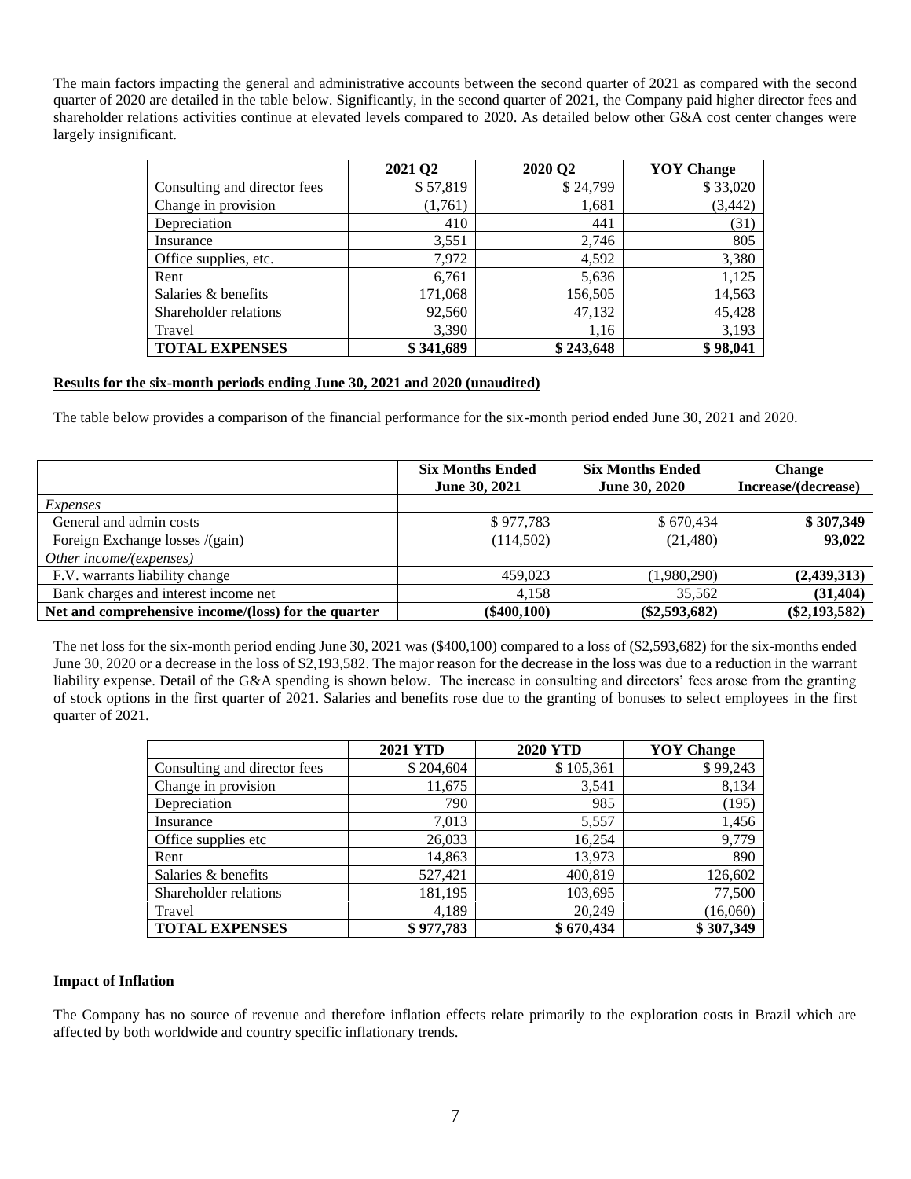The main factors impacting the general and administrative accounts between the second quarter of 2021 as compared with the second quarter of 2020 are detailed in the table below. Significantly, in the second quarter of 2021, the Company paid higher director fees and shareholder relations activities continue at elevated levels compared to 2020. As detailed below other G&A cost center changes were largely insignificant.

| | 2021 Q2 | 2020 Q2 | YOY Change |
|---|---|---|---|
| Consulting and director fees | $ 57,819 | $ 24,799 | $ 33,020 |
| Change in provision | (1,761) | 1,681 | (3,442) |
| Depreciation | 410 | 441 | (31) |
| Insurance | 3,551 | 2,746 | 805 |
| Office supplies, etc. | 7,972 | 4,592 | 3,380 |
| Rent | 6,761 | 5,636 | 1,125 |
| Salaries & benefits | 171,068 | 156,505 | 14,563 |
| Shareholder relations | 92,560 | 47,132 | 45,428 |
| Travel | 3,390 | 1,16 | 3,193 |
| **TOTAL EXPENSES** | **$ 341,689** | **$ 243,648** | **$ 98,041** |

**Results for the six-month periods ending June 30, 2021 and 2020 (unaudited)**

The table below provides a comparison of the financial performance for the six-month period ended June 30, 2021 and 2020.

| | Six Months Ended June 30, 2021 | Six Months Ended June 30, 2020 | Change Increase/(decrease) |
|---|---|---|---|
| *Expenses* | | | |
| General and admin costs | $ 977,783 | $ 670,434 | **$ 307,349** |
| Foreign Exchange losses /(gain) | (114,502) | (21,480) | **93,022** |
| *Other income/(expenses)* | | | |
| F.V. warrants liability change | 459,023 | (1,980,290) | **(2,439,313)** |
| Bank charges and interest income net | 4,158 | 35,562 | **(31,404)** |
| **Net and comprehensive income/(loss) for the quarter** | **($400,100)** | **($2,593,682)** | **($2,193,582)** |

The net loss for the six-month period ending June 30, 2021 was ($400,100) compared to a loss of ($2,593,682) for the six-months ended June 30, 2020 or a decrease in the loss of $2,193,582. The major reason for the decrease in the loss was due to a reduction in the warrant liability expense. Detail of the G&A spending is shown below. The increase in consulting and directors' fees arose from the granting of stock options in the first quarter of 2021. Salaries and benefits rose due to the granting of bonuses to select employees in the first quarter of 2021.

| | 2021 YTD | 2020 YTD | YOY Change |
|---|---|---|---|
| Consulting and director fees | $ 204,604 | $ 105,361 | $ 99,243 |
| Change in provision | 11,675 | 3,541 | 8,134 |
| Depreciation | 790 | 985 | (195) |
| Insurance | 7,013 | 5,557 | 1,456 |
| Office supplies etc | 26,033 | 16,254 | 9,779 |
| Rent | 14,863 | 13,973 | 890 |
| Salaries & benefits | 527,421 | 400,819 | 126,602 |
| Shareholder relations | 181,195 | 103,695 | 77,500 |
| Travel | 4,189 | 20,249 | (16,060) |
| **TOTAL EXPENSES** | **$ 977,783** | **$ 670,434** | **$ 307,349** |

**Impact of Inflation**

The Company has no source of revenue and therefore inflation effects relate primarily to the exploration costs in Brazil which are affected by both worldwide and country specific inflationary trends.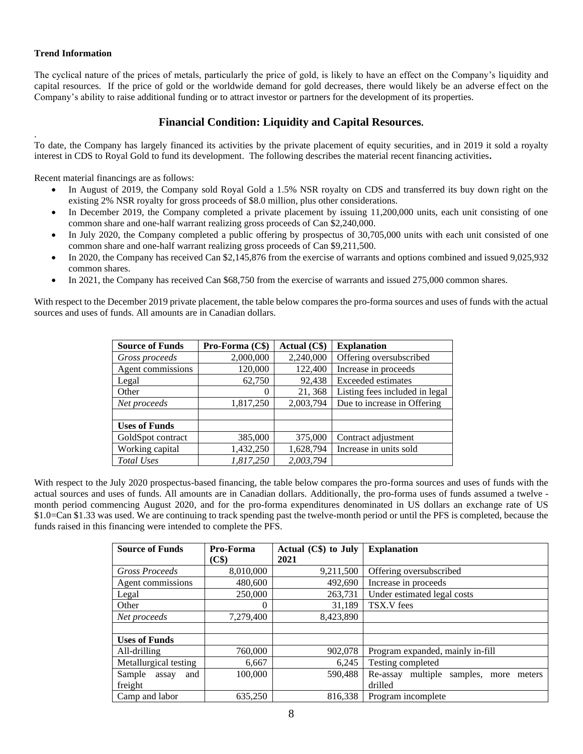**Trend Information**

The cyclical nature of the prices of metals, particularly the price of gold, is likely to have an effect on the Company's liquidity and capital resources. If the price of gold or the worldwide demand for gold decreases, there would likely be an adverse effect on the Company's ability to raise additional funding or to attract investor or partners for the development of its properties.

## Financial Condition: Liquidity and Capital Resources.

.
To date, the Company has largely financed its activities by the private placement of equity securities, and in 2019 it sold a royalty interest in CDS to Royal Gold to fund its development. The following describes the material recent financing activities**.**

Recent material financings are as follows:

- In August of 2019, the Company sold Royal Gold a 1.5% NSR royalty on CDS and transferred its buy down right on the existing 2% NSR royalty for gross proceeds of $8.0 million, plus other considerations.
- In December 2019, the Company completed a private placement by issuing 11,200,000 units, each unit consisting of one common share and one-half warrant realizing gross proceeds of Can $2,240,000.
- In July 2020, the Company completed a public offering by prospectus of 30,705,000 units with each unit consisted of one common share and one-half warrant realizing gross proceeds of Can $9,211,500.
- In 2020, the Company has received Can $2,145,876 from the exercise of warrants and options combined and issued 9,025,932 common shares.
- In 2021, the Company has received Can $68,750 from the exercise of warrants and issued 275,000 common shares.

With respect to the December 2019 private placement, the table below compares the pro-forma sources and uses of funds with the actual sources and uses of funds. All amounts are in Canadian dollars.

| **Source of Funds** | **Pro-Forma (C$)** | **Actual (C$)** | **Explanation** |
|---|---|---|---|
| *Gross proceeds* | 2,000,000 | 2,240,000 | Offering oversubscribed |
| Agent commissions | 120,000 | 122,400 | Increase in proceeds |
| Legal | 62,750 | 92,438 | Exceeded estimates |
| Other | 0 | 21, 368 | Listing fees included in legal |
| *Net proceeds* | 1,817,250 | 2,003,794 | Due to increase in Offering |
| | | | |
| **Uses of Funds** | | | |
| GoldSpot contract | 385,000 | 375,000 | Contract adjustment |
| Working capital | 1,432,250 | 1,628,794 | Increase in units sold |
| *Total Uses* | *1,817,250* | *2,003,794* | |

With respect to the July 2020 prospectus-based financing, the table below compares the pro-forma sources and uses of funds with the actual sources and uses of funds. All amounts are in Canadian dollars. Additionally, the pro-forma uses of funds assumed a twelve - month period commencing August 2020, and for the pro-forma expenditures denominated in US dollars an exchange rate of US $1.0=Can $1.33 was used. We are continuing to track spending past the twelve-month period or until the PFS is completed, because the funds raised in this financing were intended to complete the PFS.

| **Source of Funds** | **Pro-Forma (C$)** | **Actual (C$) to July 2021** | **Explanation** |
|---|---|---|---|
| *Gross Proceeds* | 8,010,000 | 9,211,500 | Offering oversubscribed |
| Agent commissions | 480,600 | 492,690 | Increase in proceeds |
| Legal | 250,000 | 263,731 | Under estimated legal costs |
| Other | 0 | 31,189 | TSX.V fees |
| *Net proceeds* | 7,279,400 | 8,423,890 | |
| | | | |
| **Uses of Funds** | | | |
| All-drilling | 760,000 | 902,078 | Program expanded, mainly in-fill |
| Metallurgical testing | 6,667 | 6,245 | Testing completed |
| Sample assay and freight | 100,000 | 590,488 | Re-assay multiple samples, more meters drilled |
| Camp and labor | 635,250 | 816,338 | Program incomplete |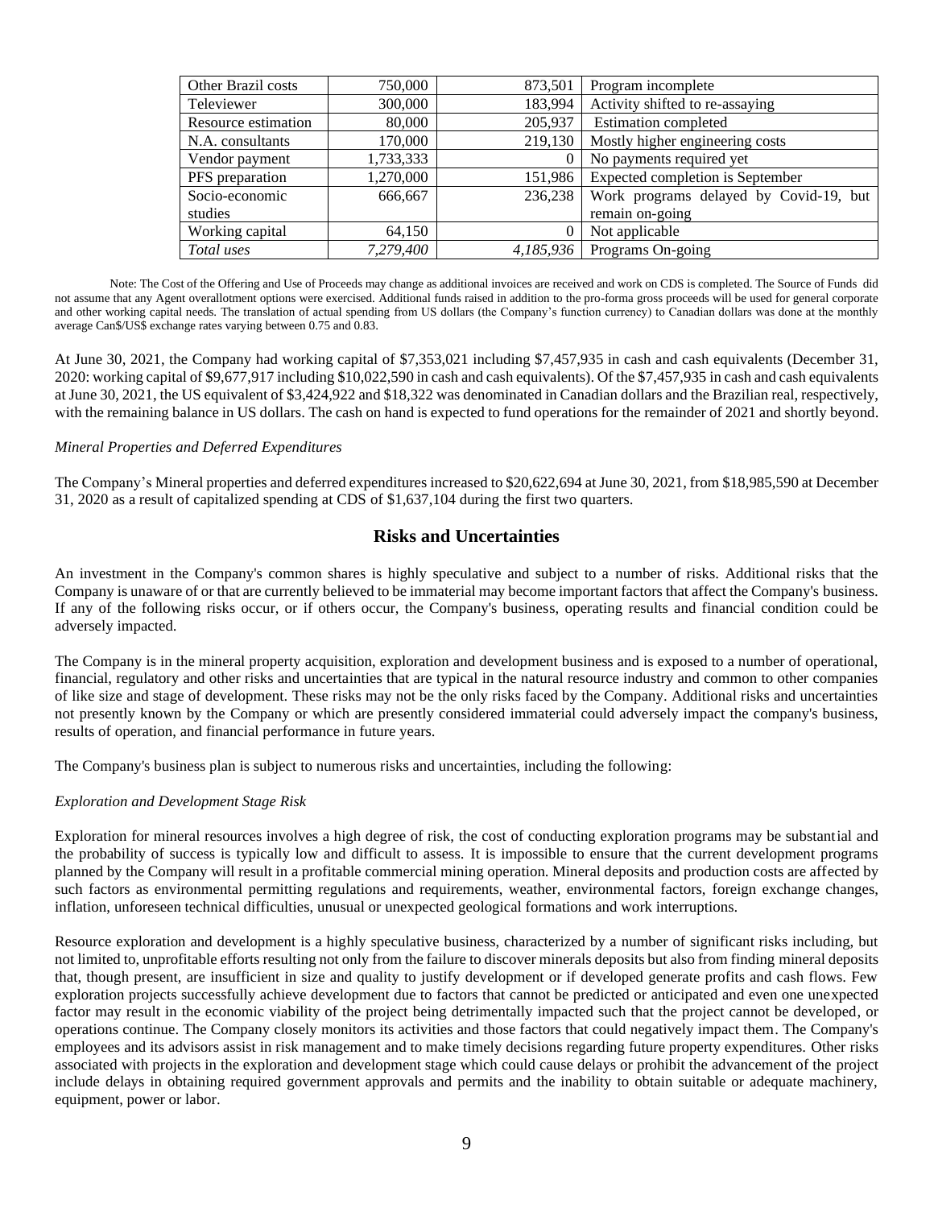| Other Brazil costs | 750,000 | 873,501 | Program incomplete |
|---|---|---|---|
| Televiewer | 300,000 | 183,994 | Activity shifted to re-assaying |
| Resource estimation | 80,000 | 205,937 | Estimation completed |
| N.A. consultants | 170,000 | 219,130 | Mostly higher engineering costs |
| Vendor payment | 1,733,333 | 0 | No payments required yet |
| PFS preparation | 1,270,000 | 151,986 | Expected completion is September |
| Socio-economic studies | 666,667 | 236,238 | Work programs delayed by Covid-19, but remain on-going |
| Working capital | 64,150 | 0 | Not applicable |
| *Total uses* | *7,279,400* | *4,185,936* | Programs On-going |

Note: The Cost of the Offering and Use of Proceeds may change as additional invoices are received and work on CDS is completed. The Source of Funds did not assume that any Agent overallotment options were exercised. Additional funds raised in addition to the pro-forma gross proceeds will be used for general corporate and other working capital needs. The translation of actual spending from US dollars (the Company's function currency) to Canadian dollars was done at the monthly average Can$/US$ exchange rates varying between 0.75 and 0.83.

At June 30, 2021, the Company had working capital of $7,353,021 including $7,457,935 in cash and cash equivalents (December 31, 2020: working capital of $9,677,917 including $10,022,590 in cash and cash equivalents). Of the $7,457,935 in cash and cash equivalents at June 30, 2021, the US equivalent of $3,424,922 and $18,322 was denominated in Canadian dollars and the Brazilian real, respectively, with the remaining balance in US dollars. The cash on hand is expected to fund operations for the remainder of 2021 and shortly beyond.

*Mineral Properties and Deferred Expenditures*

The Company's Mineral properties and deferred expenditures increased to $20,622,694 at June 30, 2021, from $18,985,590 at December 31, 2020 as a result of capitalized spending at CDS of $1,637,104 during the first two quarters.

## Risks and Uncertainties

An investment in the Company's common shares is highly speculative and subject to a number of risks. Additional risks that the Company is unaware of or that are currently believed to be immaterial may become important factors that affect the Company's business. If any of the following risks occur, or if others occur, the Company's business, operating results and financial condition could be adversely impacted.

The Company is in the mineral property acquisition, exploration and development business and is exposed to a number of operational, financial, regulatory and other risks and uncertainties that are typical in the natural resource industry and common to other companies of like size and stage of development. These risks may not be the only risks faced by the Company. Additional risks and uncertainties not presently known by the Company or which are presently considered immaterial could adversely impact the company's business, results of operation, and financial performance in future years.

The Company's business plan is subject to numerous risks and uncertainties, including the following:

*Exploration and Development Stage Risk*

Exploration for mineral resources involves a high degree of risk, the cost of conducting exploration programs may be substantial and the probability of success is typically low and difficult to assess. It is impossible to ensure that the current development programs planned by the Company will result in a profitable commercial mining operation. Mineral deposits and production costs are affected by such factors as environmental permitting regulations and requirements, weather, environmental factors, foreign exchange changes, inflation, unforeseen technical difficulties, unusual or unexpected geological formations and work interruptions.

Resource exploration and development is a highly speculative business, characterized by a number of significant risks including, but not limited to, unprofitable efforts resulting not only from the failure to discover minerals deposits but also from finding mineral deposits that, though present, are insufficient in size and quality to justify development or if developed generate profits and cash flows. Few exploration projects successfully achieve development due to factors that cannot be predicted or anticipated and even one unexpected factor may result in the economic viability of the project being detrimentally impacted such that the project cannot be developed, or operations continue. The Company closely monitors its activities and those factors that could negatively impact them. The Company's employees and its advisors assist in risk management and to make timely decisions regarding future property expenditures. Other risks associated with projects in the exploration and development stage which could cause delays or prohibit the advancement of the project include delays in obtaining required government approvals and permits and the inability to obtain suitable or adequate machinery, equipment, power or labor.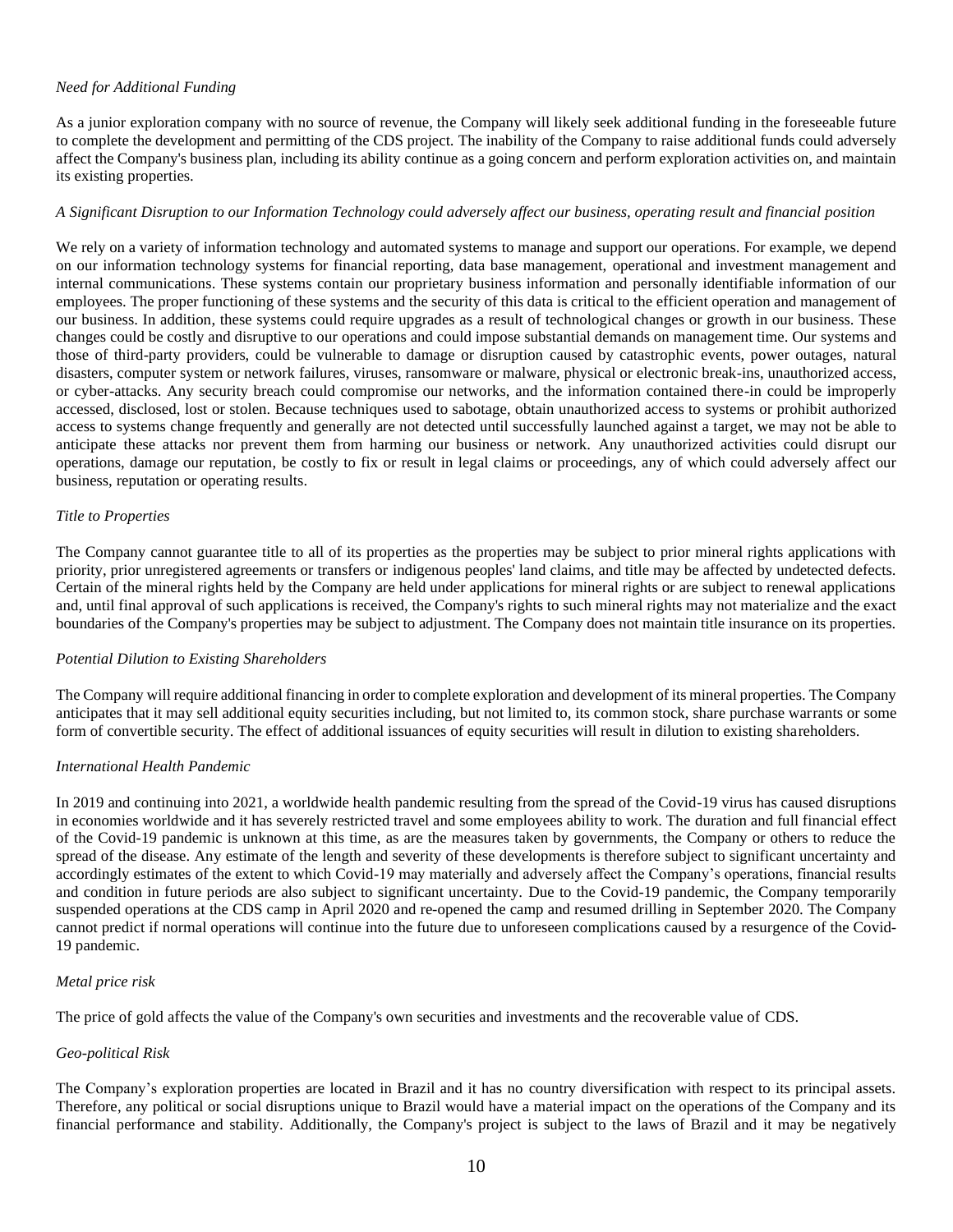*Need for Additional Funding*

As a junior exploration company with no source of revenue, the Company will likely seek additional funding in the foreseeable future to complete the development and permitting of the CDS project. The inability of the Company to raise additional funds could adversely affect the Company's business plan, including its ability continue as a going concern and perform exploration activities on, and maintain its existing properties.

*A Significant Disruption to our Information Technology could adversely affect our business, operating result and financial position*

We rely on a variety of information technology and automated systems to manage and support our operations. For example, we depend on our information technology systems for financial reporting, data base management, operational and investment management and internal communications. These systems contain our proprietary business information and personally identifiable information of our employees. The proper functioning of these systems and the security of this data is critical to the efficient operation and management of our business. In addition, these systems could require upgrades as a result of technological changes or growth in our business. These changes could be costly and disruptive to our operations and could impose substantial demands on management time. Our systems and those of third-party providers, could be vulnerable to damage or disruption caused by catastrophic events, power outages, natural disasters, computer system or network failures, viruses, ransomware or malware, physical or electronic break-ins, unauthorized access, or cyber-attacks. Any security breach could compromise our networks, and the information contained there-in could be improperly accessed, disclosed, lost or stolen. Because techniques used to sabotage, obtain unauthorized access to systems or prohibit authorized access to systems change frequently and generally are not detected until successfully launched against a target, we may not be able to anticipate these attacks nor prevent them from harming our business or network. Any unauthorized activities could disrupt our operations, damage our reputation, be costly to fix or result in legal claims or proceedings, any of which could adversely affect our business, reputation or operating results.

*Title to Properties*

The Company cannot guarantee title to all of its properties as the properties may be subject to prior mineral rights applications with priority, prior unregistered agreements or transfers or indigenous peoples' land claims, and title may be affected by undetected defects. Certain of the mineral rights held by the Company are held under applications for mineral rights or are subject to renewal applications and, until final approval of such applications is received, the Company's rights to such mineral rights may not materialize and the exact boundaries of the Company's properties may be subject to adjustment. The Company does not maintain title insurance on its properties.

*Potential Dilution to Existing Shareholders*

The Company will require additional financing in order to complete exploration and development of its mineral properties. The Company anticipates that it may sell additional equity securities including, but not limited to, its common stock, share purchase warrants or some form of convertible security. The effect of additional issuances of equity securities will result in dilution to existing shareholders.

*International Health Pandemic*

In 2019 and continuing into 2021, a worldwide health pandemic resulting from the spread of the Covid-19 virus has caused disruptions in economies worldwide and it has severely restricted travel and some employees ability to work. The duration and full financial effect of the Covid-19 pandemic is unknown at this time, as are the measures taken by governments, the Company or others to reduce the spread of the disease. Any estimate of the length and severity of these developments is therefore subject to significant uncertainty and accordingly estimates of the extent to which Covid-19 may materially and adversely affect the Company's operations, financial results and condition in future periods are also subject to significant uncertainty. Due to the Covid-19 pandemic, the Company temporarily suspended operations at the CDS camp in April 2020 and re-opened the camp and resumed drilling in September 2020. The Company cannot predict if normal operations will continue into the future due to unforeseen complications caused by a resurgence of the Covid-19 pandemic.

*Metal price risk*

The price of gold affects the value of the Company's own securities and investments and the recoverable value of CDS.

*Geo-political Risk*

The Company's exploration properties are located in Brazil and it has no country diversification with respect to its principal assets. Therefore, any political or social disruptions unique to Brazil would have a material impact on the operations of the Company and its financial performance and stability. Additionally, the Company's project is subject to the laws of Brazil and it may be negatively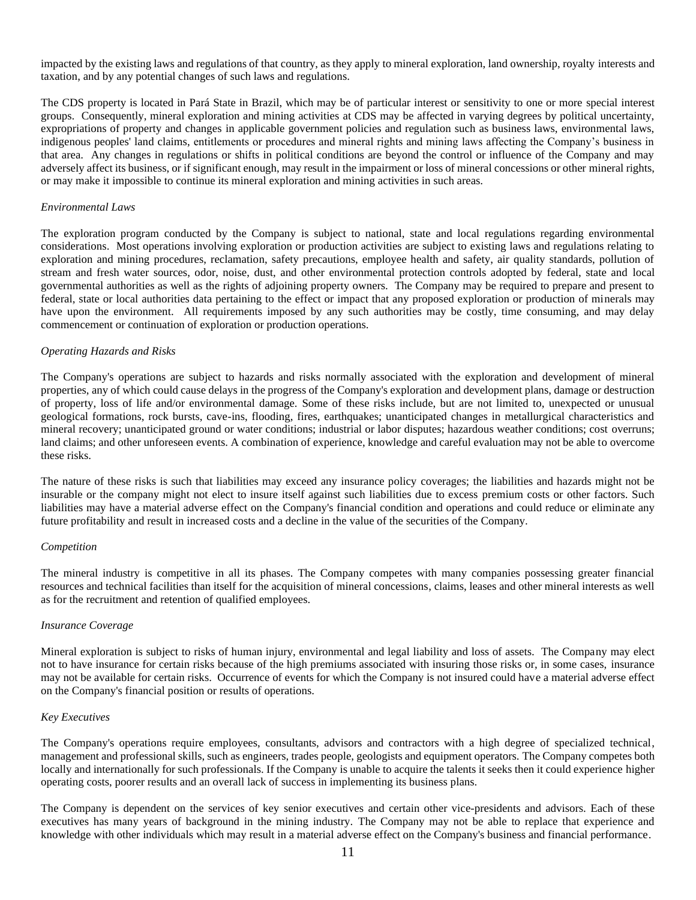impacted by the existing laws and regulations of that country, as they apply to mineral exploration, land ownership, royalty interests and taxation, and by any potential changes of such laws and regulations.

The CDS property is located in Pará State in Brazil, which may be of particular interest or sensitivity to one or more special interest groups. Consequently, mineral exploration and mining activities at CDS may be affected in varying degrees by political uncertainty, expropriations of property and changes in applicable government policies and regulation such as business laws, environmental laws, indigenous peoples' land claims, entitlements or procedures and mineral rights and mining laws affecting the Company's business in that area. Any changes in regulations or shifts in political conditions are beyond the control or influence of the Company and may adversely affect its business, or if significant enough, may result in the impairment or loss of mineral concessions or other mineral rights, or may make it impossible to continue its mineral exploration and mining activities in such areas.

*Environmental Laws*

The exploration program conducted by the Company is subject to national, state and local regulations regarding environmental considerations. Most operations involving exploration or production activities are subject to existing laws and regulations relating to exploration and mining procedures, reclamation, safety precautions, employee health and safety, air quality standards, pollution of stream and fresh water sources, odor, noise, dust, and other environmental protection controls adopted by federal, state and local governmental authorities as well as the rights of adjoining property owners. The Company may be required to prepare and present to federal, state or local authorities data pertaining to the effect or impact that any proposed exploration or production of minerals may have upon the environment. All requirements imposed by any such authorities may be costly, time consuming, and may delay commencement or continuation of exploration or production operations.

*Operating Hazards and Risks*

The Company's operations are subject to hazards and risks normally associated with the exploration and development of mineral properties, any of which could cause delays in the progress of the Company's exploration and development plans, damage or destruction of property, loss of life and/or environmental damage. Some of these risks include, but are not limited to, unexpected or unusual geological formations, rock bursts, cave-ins, flooding, fires, earthquakes; unanticipated changes in metallurgical characteristics and mineral recovery; unanticipated ground or water conditions; industrial or labor disputes; hazardous weather conditions; cost overruns; land claims; and other unforeseen events. A combination of experience, knowledge and careful evaluation may not be able to overcome these risks.

The nature of these risks is such that liabilities may exceed any insurance policy coverages; the liabilities and hazards might not be insurable or the company might not elect to insure itself against such liabilities due to excess premium costs or other factors. Such liabilities may have a material adverse effect on the Company's financial condition and operations and could reduce or eliminate any future profitability and result in increased costs and a decline in the value of the securities of the Company.

*Competition*

The mineral industry is competitive in all its phases. The Company competes with many companies possessing greater financial resources and technical facilities than itself for the acquisition of mineral concessions, claims, leases and other mineral interests as well as for the recruitment and retention of qualified employees.

*Insurance Coverage*

Mineral exploration is subject to risks of human injury, environmental and legal liability and loss of assets. The Company may elect not to have insurance for certain risks because of the high premiums associated with insuring those risks or, in some cases, insurance may not be available for certain risks. Occurrence of events for which the Company is not insured could have a material adverse effect on the Company's financial position or results of operations.

*Key Executives*

The Company's operations require employees, consultants, advisors and contractors with a high degree of specialized technical, management and professional skills, such as engineers, trades people, geologists and equipment operators. The Company competes both locally and internationally for such professionals. If the Company is unable to acquire the talents it seeks then it could experience higher operating costs, poorer results and an overall lack of success in implementing its business plans.

The Company is dependent on the services of key senior executives and certain other vice-presidents and advisors. Each of these executives has many years of background in the mining industry. The Company may not be able to replace that experience and knowledge with other individuals which may result in a material adverse effect on the Company's business and financial performance.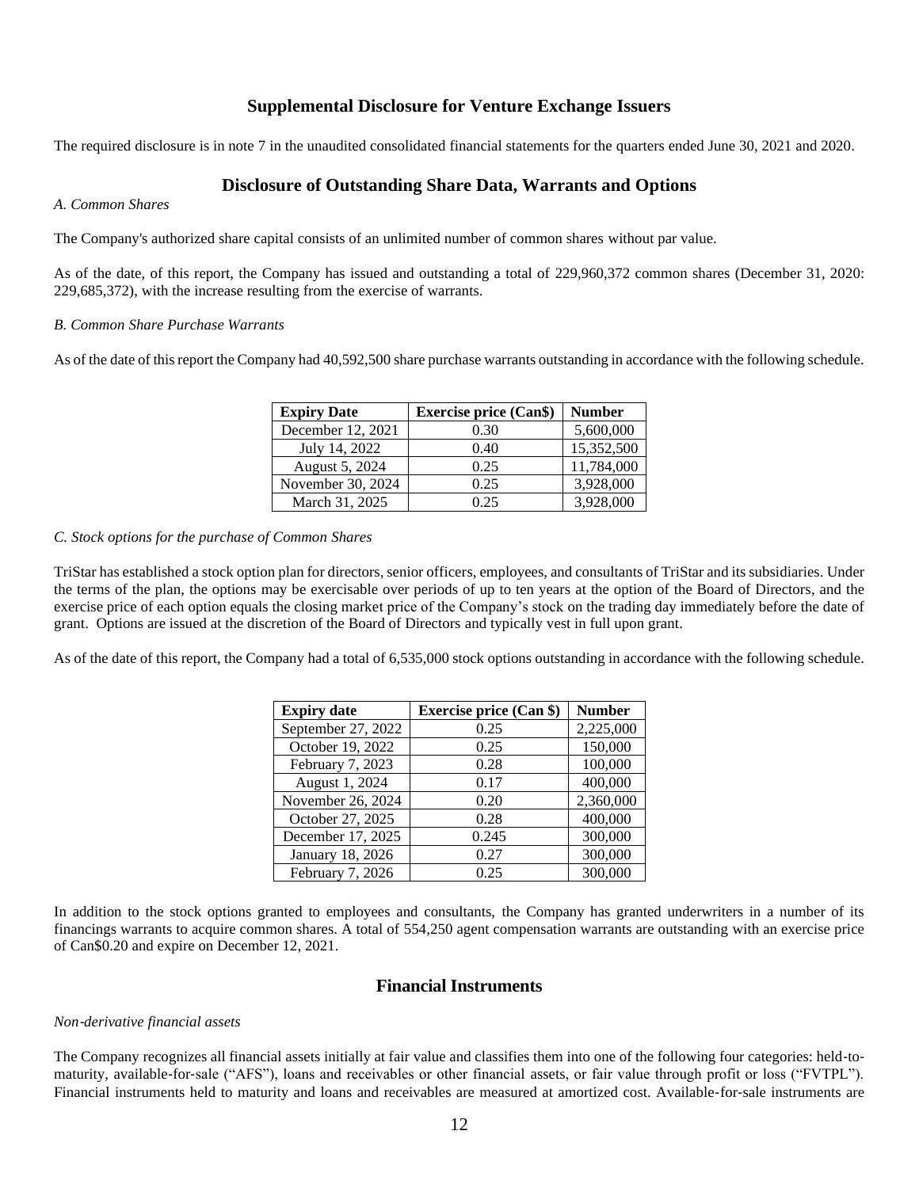## Supplemental Disclosure for Venture Exchange Issuers

The required disclosure is in note 7 in the unaudited consolidated financial statements for the quarters ended June 30, 2021 and 2020.

## Disclosure of Outstanding Share Data, Warrants and Options

*A. Common Shares*

The Company's authorized share capital consists of an unlimited number of common shares without par value.

As of the date, of this report, the Company has issued and outstanding a total of 229,960,372 common shares (December 31, 2020: 229,685,372), with the increase resulting from the exercise of warrants.

*B. Common Share Purchase Warrants*

As of the date of this report the Company had 40,592,500 share purchase warrants outstanding in accordance with the following schedule.

| Expiry Date | Exercise price (Can$) | Number |
|---|---|---|
| December 12, 2021 | 0.30 | 5,600,000 |
| July 14, 2022 | 0.40 | 15,352,500 |
| August 5, 2024 | 0.25 | 11,784,000 |
| November 30, 2024 | 0.25 | 3,928,000 |
| March 31, 2025 | 0.25 | 3,928,000 |

*C. Stock options for the purchase of Common Shares*

TriStar has established a stock option plan for directors, senior officers, employees, and consultants of TriStar and its subsidiaries. Under the terms of the plan, the options may be exercisable over periods of up to ten years at the option of the Board of Directors, and the exercise price of each option equals the closing market price of the Company's stock on the trading day immediately before the date of grant. Options are issued at the discretion of the Board of Directors and typically vest in full upon grant.

As of the date of this report, the Company had a total of 6,535,000 stock options outstanding in accordance with the following schedule.

| Expiry date | Exercise price (Can $) | Number |
|---|---|---|
| September 27, 2022 | 0.25 | 2,225,000 |
| October 19, 2022 | 0.25 | 150,000 |
| February 7, 2023 | 0.28 | 100,000 |
| August 1, 2024 | 0.17 | 400,000 |
| November 26, 2024 | 0.20 | 2,360,000 |
| October 27, 2025 | 0.28 | 400,000 |
| December 17, 2025 | 0.245 | 300,000 |
| January 18, 2026 | 0.27 | 300,000 |
| February 7, 2026 | 0.25 | 300,000 |

In addition to the stock options granted to employees and consultants, the Company has granted underwriters in a number of its financings warrants to acquire common shares. A total of 554,250 agent compensation warrants are outstanding with an exercise price of Can$0.20 and expire on December 12, 2021.

## Financial Instruments

*Non-derivative financial assets*

The Company recognizes all financial assets initially at fair value and classifies them into one of the following four categories: held-to-maturity, available-for-sale ("AFS"), loans and receivables or other financial assets, or fair value through profit or loss ("FVTPL"). Financial instruments held to maturity and loans and receivables are measured at amortized cost. Available-for-sale instruments are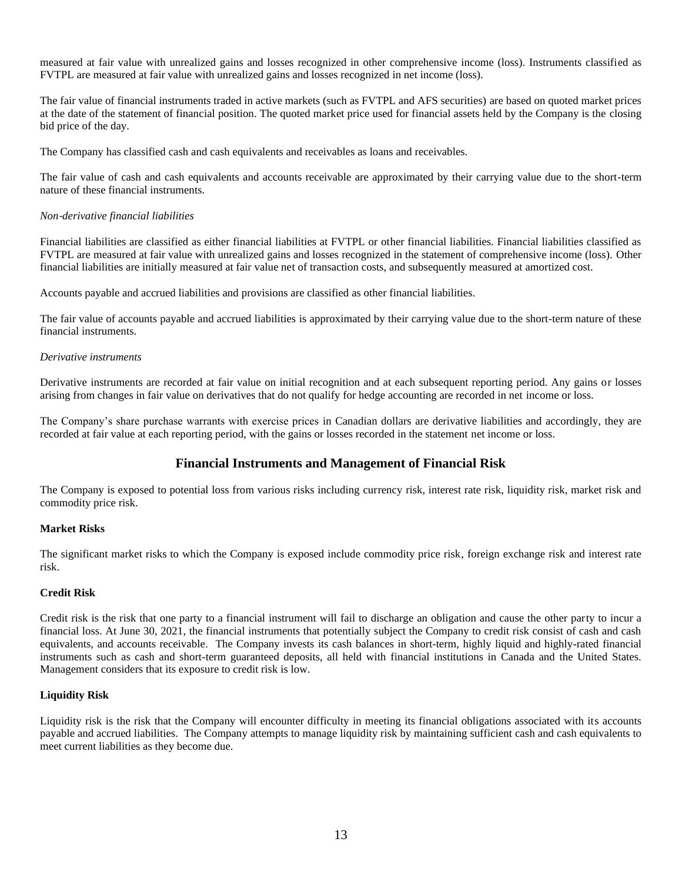measured at fair value with unrealized gains and losses recognized in other comprehensive income (loss). Instruments classified as FVTPL are measured at fair value with unrealized gains and losses recognized in net income (loss).

The fair value of financial instruments traded in active markets (such as FVTPL and AFS securities) are based on quoted market prices at the date of the statement of financial position. The quoted market price used for financial assets held by the Company is the closing bid price of the day.

The Company has classified cash and cash equivalents and receivables as loans and receivables.

The fair value of cash and cash equivalents and accounts receivable are approximated by their carrying value due to the short-term nature of these financial instruments.

*Non-derivative financial liabilities*

Financial liabilities are classified as either financial liabilities at FVTPL or other financial liabilities. Financial liabilities classified as FVTPL are measured at fair value with unrealized gains and losses recognized in the statement of comprehensive income (loss). Other financial liabilities are initially measured at fair value net of transaction costs, and subsequently measured at amortized cost.

Accounts payable and accrued liabilities and provisions are classified as other financial liabilities.

The fair value of accounts payable and accrued liabilities is approximated by their carrying value due to the short-term nature of these financial instruments.

*Derivative instruments*

Derivative instruments are recorded at fair value on initial recognition and at each subsequent reporting period. Any gains or losses arising from changes in fair value on derivatives that do not qualify for hedge accounting are recorded in net income or loss.

The Company's share purchase warrants with exercise prices in Canadian dollars are derivative liabilities and accordingly, they are recorded at fair value at each reporting period, with the gains or losses recorded in the statement net income or loss.

## Financial Instruments and Management of Financial Risk

The Company is exposed to potential loss from various risks including currency risk, interest rate risk, liquidity risk, market risk and commodity price risk.

**Market Risks**

The significant market risks to which the Company is exposed include commodity price risk, foreign exchange risk and interest rate risk.

**Credit Risk**

Credit risk is the risk that one party to a financial instrument will fail to discharge an obligation and cause the other party to incur a financial loss. At June 30, 2021, the financial instruments that potentially subject the Company to credit risk consist of cash and cash equivalents, and accounts receivable. The Company invests its cash balances in short-term, highly liquid and highly-rated financial instruments such as cash and short-term guaranteed deposits, all held with financial institutions in Canada and the United States. Management considers that its exposure to credit risk is low.

**Liquidity Risk**

Liquidity risk is the risk that the Company will encounter difficulty in meeting its financial obligations associated with its accounts payable and accrued liabilities. The Company attempts to manage liquidity risk by maintaining sufficient cash and cash equivalents to meet current liabilities as they become due.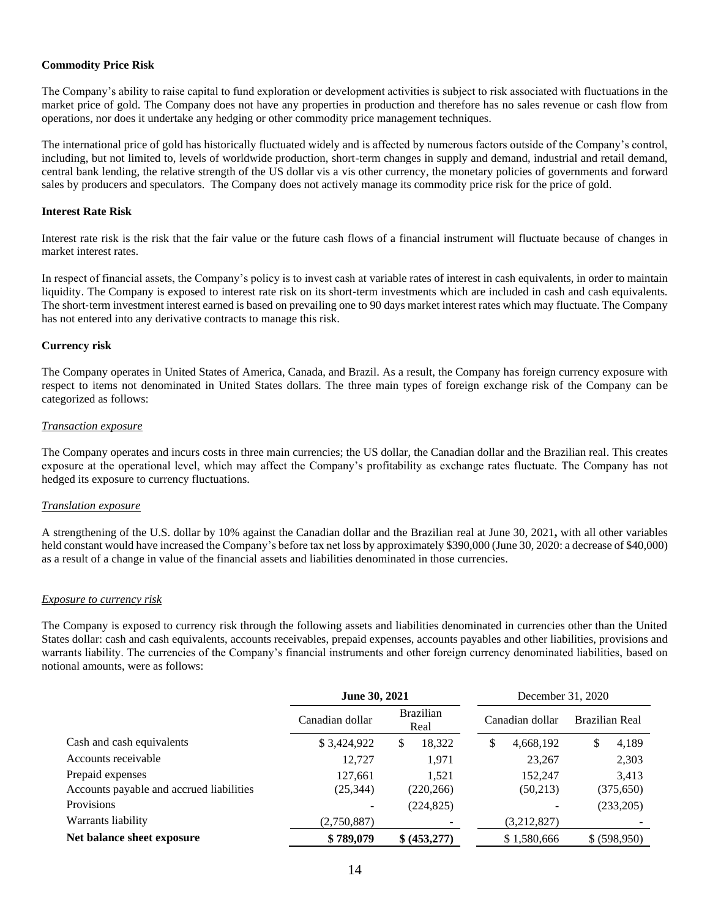**Commodity Price Risk**

The Company's ability to raise capital to fund exploration or development activities is subject to risk associated with fluctuations in the market price of gold. The Company does not have any properties in production and therefore has no sales revenue or cash flow from operations, nor does it undertake any hedging or other commodity price management techniques.

The international price of gold has historically fluctuated widely and is affected by numerous factors outside of the Company's control, including, but not limited to, levels of worldwide production, short-term changes in supply and demand, industrial and retail demand, central bank lending, the relative strength of the US dollar vis a vis other currency, the monetary policies of governments and forward sales by producers and speculators. The Company does not actively manage its commodity price risk for the price of gold.

**Interest Rate Risk**

Interest rate risk is the risk that the fair value or the future cash flows of a financial instrument will fluctuate because of changes in market interest rates.

In respect of financial assets, the Company's policy is to invest cash at variable rates of interest in cash equivalents, in order to maintain liquidity. The Company is exposed to interest rate risk on its short-term investments which are included in cash and cash equivalents. The short-term investment interest earned is based on prevailing one to 90 days market interest rates which may fluctuate. The Company has not entered into any derivative contracts to manage this risk.

**Currency risk**

The Company operates in United States of America, Canada, and Brazil. As a result, the Company has foreign currency exposure with respect to items not denominated in United States dollars. The three main types of foreign exchange risk of the Company can be categorized as follows:

*Transaction exposure*

The Company operates and incurs costs in three main currencies; the US dollar, the Canadian dollar and the Brazilian real. This creates exposure at the operational level, which may affect the Company's profitability as exchange rates fluctuate. The Company has not hedged its exposure to currency fluctuations.

*Translation exposure*

A strengthening of the U.S. dollar by 10% against the Canadian dollar and the Brazilian real at June 30, 2021**,** with all other variables held constant would have increased the Company's before tax net loss by approximately $390,000 (June 30, 2020: a decrease of $40,000) as a result of a change in value of the financial assets and liabilities denominated in those currencies.

*Exposure to currency risk*

The Company is exposed to currency risk through the following assets and liabilities denominated in currencies other than the United States dollar: cash and cash equivalents, accounts receivables, prepaid expenses, accounts payables and other liabilities, provisions and warrants liability. The currencies of the Company's financial instruments and other foreign currency denominated liabilities, based on notional amounts, were as follows:

| | **June 30, 2021** | | December 31, 2020 | |
|---|---|---|---|---|
| | Canadian dollar | Brazilian Real | Canadian dollar | Brazilian Real |
| Cash and cash equivalents | $ 3,424,922 | $ 18,322 | $ 4,668,192 | $ 4,189 |
| Accounts receivable | 12,727 | 1,971 | 23,267 | 2,303 |
| Prepaid expenses | 127,661 | 1,521 | 152,247 | 3,413 |
| Accounts payable and accrued liabilities | (25,344) | (220,266) | (50,213) | (375,650) |
| Provisions | - | (224,825) | - | (233,205) |
| Warrants liability | (2,750,887) | - | (3,212,827) | - |
| **Net balance sheet exposure** | **$ 789,079** | **$ (453,277)** | $ 1,580,666 | $ (598,950) |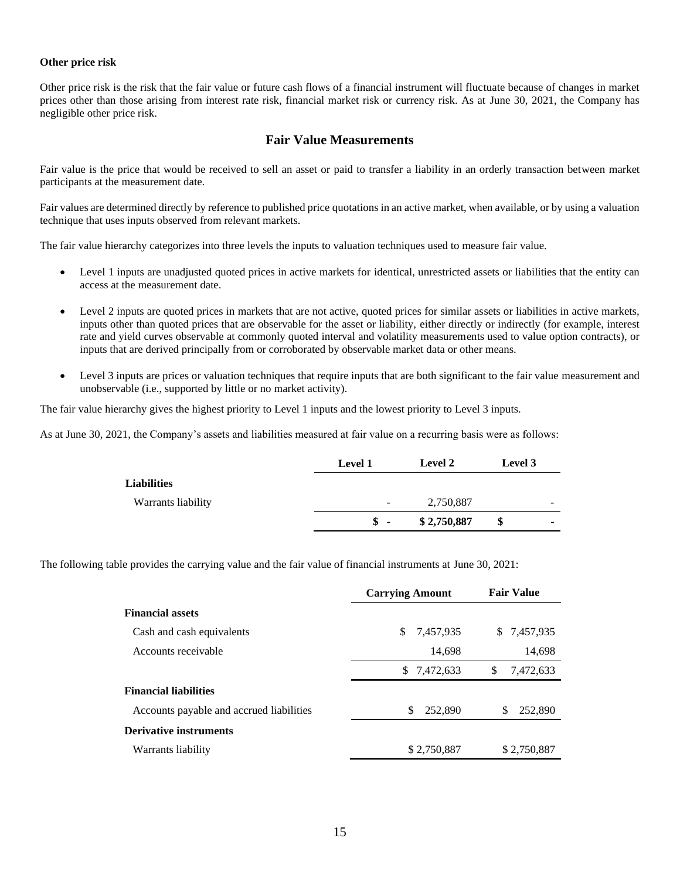**Other price risk**

Other price risk is the risk that the fair value or future cash flows of a financial instrument will fluctuate because of changes in market prices other than those arising from interest rate risk, financial market risk or currency risk. As at June 30, 2021, the Company has negligible other price risk.

## Fair Value Measurements

Fair value is the price that would be received to sell an asset or paid to transfer a liability in an orderly transaction between market participants at the measurement date.

Fair values are determined directly by reference to published price quotations in an active market, when available, or by using a valuation technique that uses inputs observed from relevant markets.

The fair value hierarchy categorizes into three levels the inputs to valuation techniques used to measure fair value.

- Level 1 inputs are unadjusted quoted prices in active markets for identical, unrestricted assets or liabilities that the entity can access at the measurement date.
- Level 2 inputs are quoted prices in markets that are not active, quoted prices for similar assets or liabilities in active markets, inputs other than quoted prices that are observable for the asset or liability, either directly or indirectly (for example, interest rate and yield curves observable at commonly quoted interval and volatility measurements used to value option contracts), or inputs that are derived principally from or corroborated by observable market data or other means.
- Level 3 inputs are prices or valuation techniques that require inputs that are both significant to the fair value measurement and unobservable (i.e., supported by little or no market activity).

The fair value hierarchy gives the highest priority to Level 1 inputs and the lowest priority to Level 3 inputs.

As at June 30, 2021, the Company's assets and liabilities measured at fair value on a recurring basis were as follows:

| | Level 1 | Level 2 | Level 3 |
|---|---|---|---|
| **Liabilities** | | | |
| Warrants liability | - | 2,750,887 | - |
| | **$ -** | **$ 2,750,887** | **$ -** |

The following table provides the carrying value and the fair value of financial instruments at June 30, 2021:

| | Carrying Amount | Fair Value |
|---|---|---|
| **Financial assets** | | |
| Cash and cash equivalents | $ 7,457,935 | $ 7,457,935 |
| Accounts receivable | 14,698 | 14,698 |
| | $ 7,472,633 | $ 7,472,633 |
| **Financial liabilities** | | |
| Accounts payable and accrued liabilities | $ 252,890 | $ 252,890 |
| **Derivative instruments** | | |
| Warrants liability | $ 2,750,887 | $ 2,750,887 |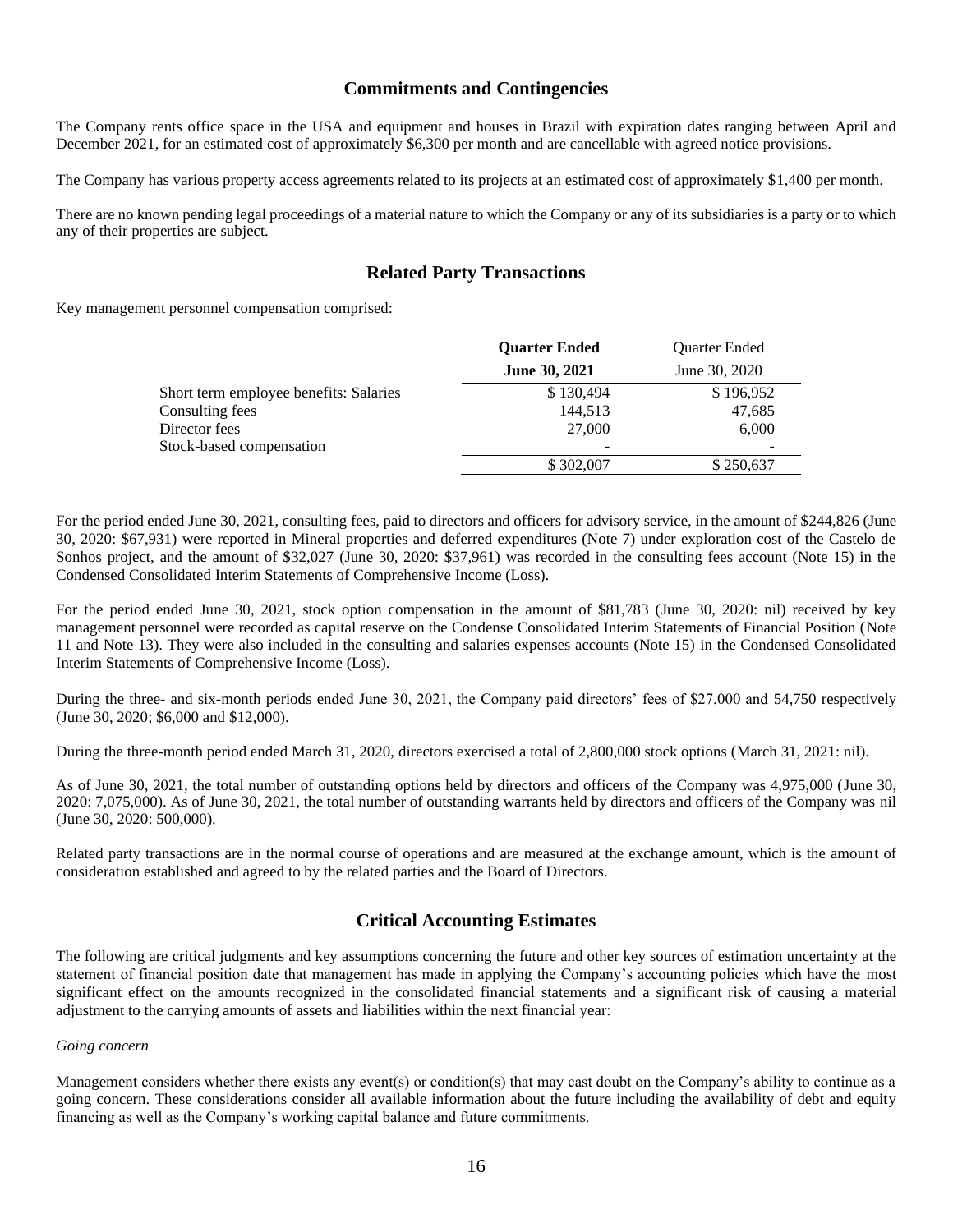## Commitments and Contingencies

The Company rents office space in the USA and equipment and houses in Brazil with expiration dates ranging between April and December 2021, for an estimated cost of approximately $6,300 per month and are cancellable with agreed notice provisions.

The Company has various property access agreements related to its projects at an estimated cost of approximately $1,400 per month.

There are no known pending legal proceedings of a material nature to which the Company or any of its subsidiaries is a party or to which any of their properties are subject.

## Related Party Transactions

Key management personnel compensation comprised:

| | **Quarter Ended** | Quarter Ended |
|---|---|---|
| | **June 30, 2021** | June 30, 2020 |
| Short term employee benefits: Salaries | $ 130,494 | $ 196,952 |
| Consulting fees | 144,513 | 47,685 |
| Director fees | 27,000 | 6,000 |
| Stock-based compensation | - | - |
| | $ 302,007 | $ 250,637 |

For the period ended June 30, 2021, consulting fees, paid to directors and officers for advisory service, in the amount of $244,826 (June 30, 2020: $67,931) were reported in Mineral properties and deferred expenditures (Note 7) under exploration cost of the Castelo de Sonhos project, and the amount of $32,027 (June 30, 2020: $37,961) was recorded in the consulting fees account (Note 15) in the Condensed Consolidated Interim Statements of Comprehensive Income (Loss).

For the period ended June 30, 2021, stock option compensation in the amount of $81,783 (June 30, 2020: nil) received by key management personnel were recorded as capital reserve on the Condense Consolidated Interim Statements of Financial Position (Note 11 and Note 13). They were also included in the consulting and salaries expenses accounts (Note 15) in the Condensed Consolidated Interim Statements of Comprehensive Income (Loss).

During the three- and six-month periods ended June 30, 2021, the Company paid directors' fees of $27,000 and 54,750 respectively (June 30, 2020; $6,000 and $12,000).

During the three-month period ended March 31, 2020, directors exercised a total of 2,800,000 stock options (March 31, 2021: nil).

As of June 30, 2021, the total number of outstanding options held by directors and officers of the Company was 4,975,000 (June 30, 2020: 7,075,000). As of June 30, 2021, the total number of outstanding warrants held by directors and officers of the Company was nil (June 30, 2020: 500,000).

Related party transactions are in the normal course of operations and are measured at the exchange amount, which is the amount of consideration established and agreed to by the related parties and the Board of Directors.

## Critical Accounting Estimates

The following are critical judgments and key assumptions concerning the future and other key sources of estimation uncertainty at the statement of financial position date that management has made in applying the Company's accounting policies which have the most significant effect on the amounts recognized in the consolidated financial statements and a significant risk of causing a material adjustment to the carrying amounts of assets and liabilities within the next financial year:

*Going concern*

Management considers whether there exists any event(s) or condition(s) that may cast doubt on the Company's ability to continue as a going concern. These considerations consider all available information about the future including the availability of debt and equity financing as well as the Company's working capital balance and future commitments.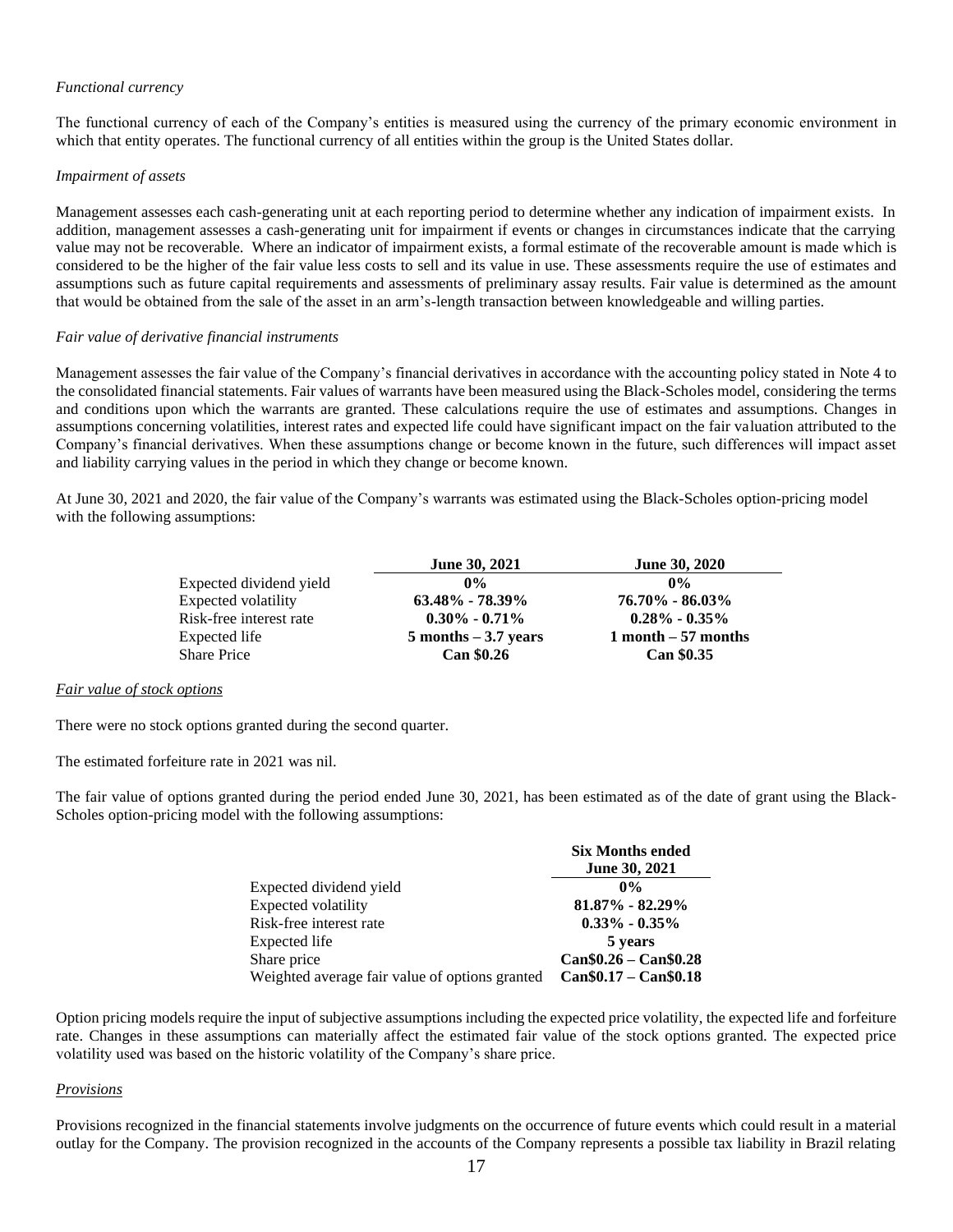*Functional currency*

The functional currency of each of the Company's entities is measured using the currency of the primary economic environment in which that entity operates. The functional currency of all entities within the group is the United States dollar.

*Impairment of assets*

Management assesses each cash-generating unit at each reporting period to determine whether any indication of impairment exists. In addition, management assesses a cash-generating unit for impairment if events or changes in circumstances indicate that the carrying value may not be recoverable. Where an indicator of impairment exists, a formal estimate of the recoverable amount is made which is considered to be the higher of the fair value less costs to sell and its value in use. These assessments require the use of estimates and assumptions such as future capital requirements and assessments of preliminary assay results. Fair value is determined as the amount that would be obtained from the sale of the asset in an arm's-length transaction between knowledgeable and willing parties.

*Fair value of derivative financial instruments*

Management assesses the fair value of the Company's financial derivatives in accordance with the accounting policy stated in Note 4 to the consolidated financial statements. Fair values of warrants have been measured using the Black-Scholes model, considering the terms and conditions upon which the warrants are granted. These calculations require the use of estimates and assumptions. Changes in assumptions concerning volatilities, interest rates and expected life could have significant impact on the fair valuation attributed to the Company's financial derivatives. When these assumptions change or become known in the future, such differences will impact asset and liability carrying values in the period in which they change or become known.

At June 30, 2021 and 2020, the fair value of the Company's warrants was estimated using the Black-Scholes option-pricing model with the following assumptions:

| | **June 30, 2021** | **June 30, 2020** |
|---|---|---|
| Expected dividend yield | **0%** | **0%** |
| Expected volatility | **63.48% - 78.39%** | **76.70% - 86.03%** |
| Risk-free interest rate | **0.30% - 0.71%** | **0.28% - 0.35%** |
| Expected life | **5 months – 3.7 years** | **1 month – 57 months** |
| Share Price | **Can $0.26** | **Can $0.35** |

*Fair value of stock options*

There were no stock options granted during the second quarter.

The estimated forfeiture rate in 2021 was nil.

The fair value of options granted during the period ended June 30, 2021, has been estimated as of the date of grant using the Black-Scholes option-pricing model with the following assumptions:

| | **Six Months ended June 30, 2021** |
|---|---|
| Expected dividend yield | **0%** |
| Expected volatility | **81.87% - 82.29%** |
| Risk-free interest rate | **0.33% - 0.35%** |
| Expected life | **5 years** |
| Share price | **Can$0.26 – Can$0.28** |
| Weighted average fair value of options granted | **Can$0.17 – Can$0.18** |

Option pricing models require the input of subjective assumptions including the expected price volatility, the expected life and forfeiture rate. Changes in these assumptions can materially affect the estimated fair value of the stock options granted. The expected price volatility used was based on the historic volatility of the Company's share price.

*Provisions*

Provisions recognized in the financial statements involve judgments on the occurrence of future events which could result in a material outlay for the Company. The provision recognized in the accounts of the Company represents a possible tax liability in Brazil relating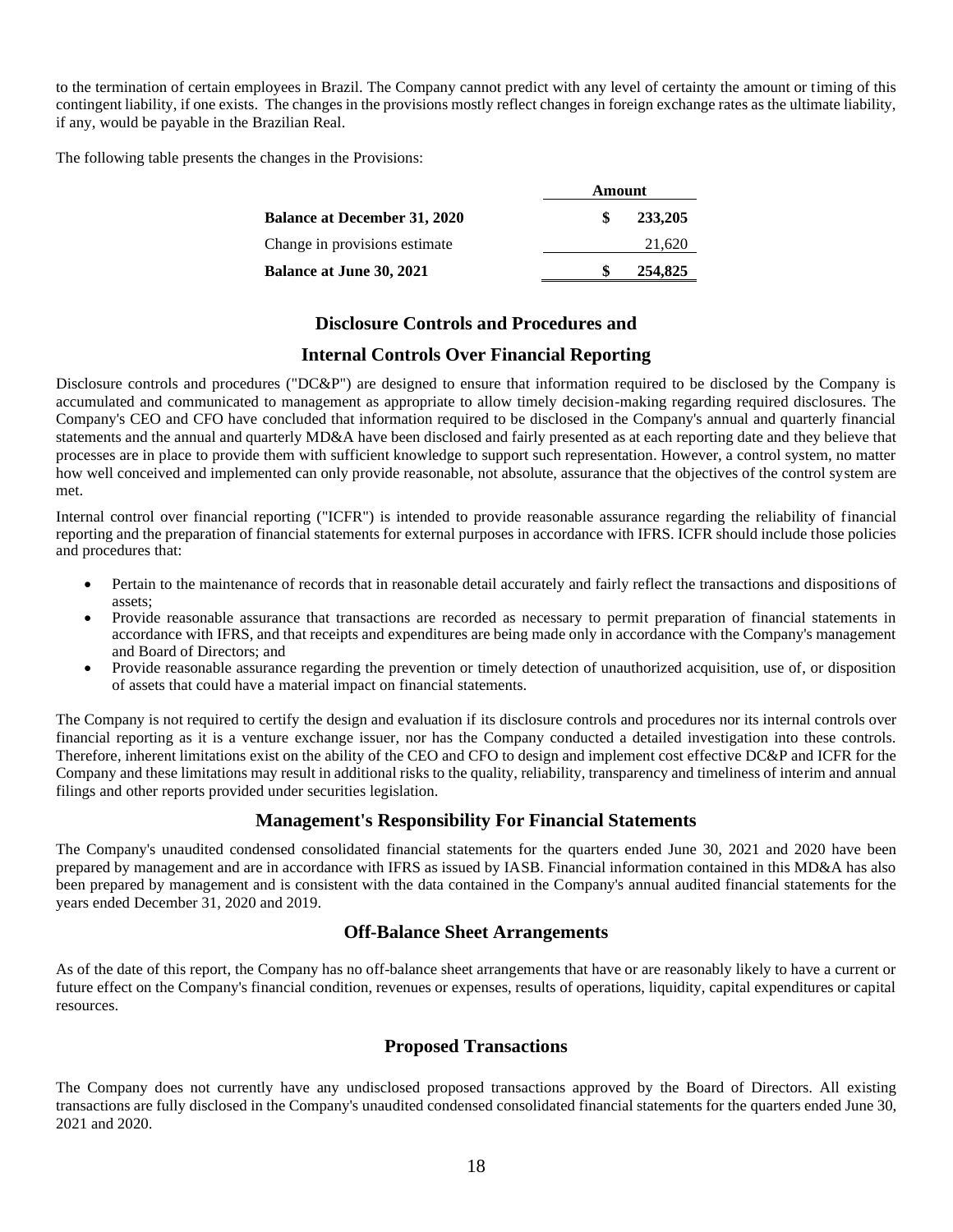to the termination of certain employees in Brazil. The Company cannot predict with any level of certainty the amount or timing of this contingent liability, if one exists. The changes in the provisions mostly reflect changes in foreign exchange rates as the ultimate liability, if any, would be payable in the Brazilian Real.

The following table presents the changes in the Provisions:

| | Amount |
|---|---|
| **Balance at December 31, 2020** | **$ 233,205** |
| Change in provisions estimate | 21,620 |
| **Balance at June 30, 2021** | **$ 254,825** |

## Disclosure Controls and Procedures and

## Internal Controls Over Financial Reporting

Disclosure controls and procedures ("DC&P") are designed to ensure that information required to be disclosed by the Company is accumulated and communicated to management as appropriate to allow timely decision-making regarding required disclosures. The Company's CEO and CFO have concluded that information required to be disclosed in the Company's annual and quarterly financial statements and the annual and quarterly MD&A have been disclosed and fairly presented as at each reporting date and they believe that processes are in place to provide them with sufficient knowledge to support such representation. However, a control system, no matter how well conceived and implemented can only provide reasonable, not absolute, assurance that the objectives of the control system are met.

Internal control over financial reporting ("ICFR") is intended to provide reasonable assurance regarding the reliability of financial reporting and the preparation of financial statements for external purposes in accordance with IFRS. ICFR should include those policies and procedures that:

- Pertain to the maintenance of records that in reasonable detail accurately and fairly reflect the transactions and dispositions of assets;
- Provide reasonable assurance that transactions are recorded as necessary to permit preparation of financial statements in accordance with IFRS, and that receipts and expenditures are being made only in accordance with the Company's management and Board of Directors; and
- Provide reasonable assurance regarding the prevention or timely detection of unauthorized acquisition, use of, or disposition of assets that could have a material impact on financial statements.

The Company is not required to certify the design and evaluation if its disclosure controls and procedures nor its internal controls over financial reporting as it is a venture exchange issuer, nor has the Company conducted a detailed investigation into these controls. Therefore, inherent limitations exist on the ability of the CEO and CFO to design and implement cost effective DC&P and ICFR for the Company and these limitations may result in additional risks to the quality, reliability, transparency and timeliness of interim and annual filings and other reports provided under securities legislation.

## Management's Responsibility For Financial Statements

The Company's unaudited condensed consolidated financial statements for the quarters ended June 30, 2021 and 2020 have been prepared by management and are in accordance with IFRS as issued by IASB. Financial information contained in this MD&A has also been prepared by management and is consistent with the data contained in the Company's annual audited financial statements for the years ended December 31, 2020 and 2019.

## Off-Balance Sheet Arrangements

As of the date of this report, the Company has no off-balance sheet arrangements that have or are reasonably likely to have a current or future effect on the Company's financial condition, revenues or expenses, results of operations, liquidity, capital expenditures or capital resources.

## Proposed Transactions

The Company does not currently have any undisclosed proposed transactions approved by the Board of Directors. All existing transactions are fully disclosed in the Company's unaudited condensed consolidated financial statements for the quarters ended June 30, 2021 and 2020.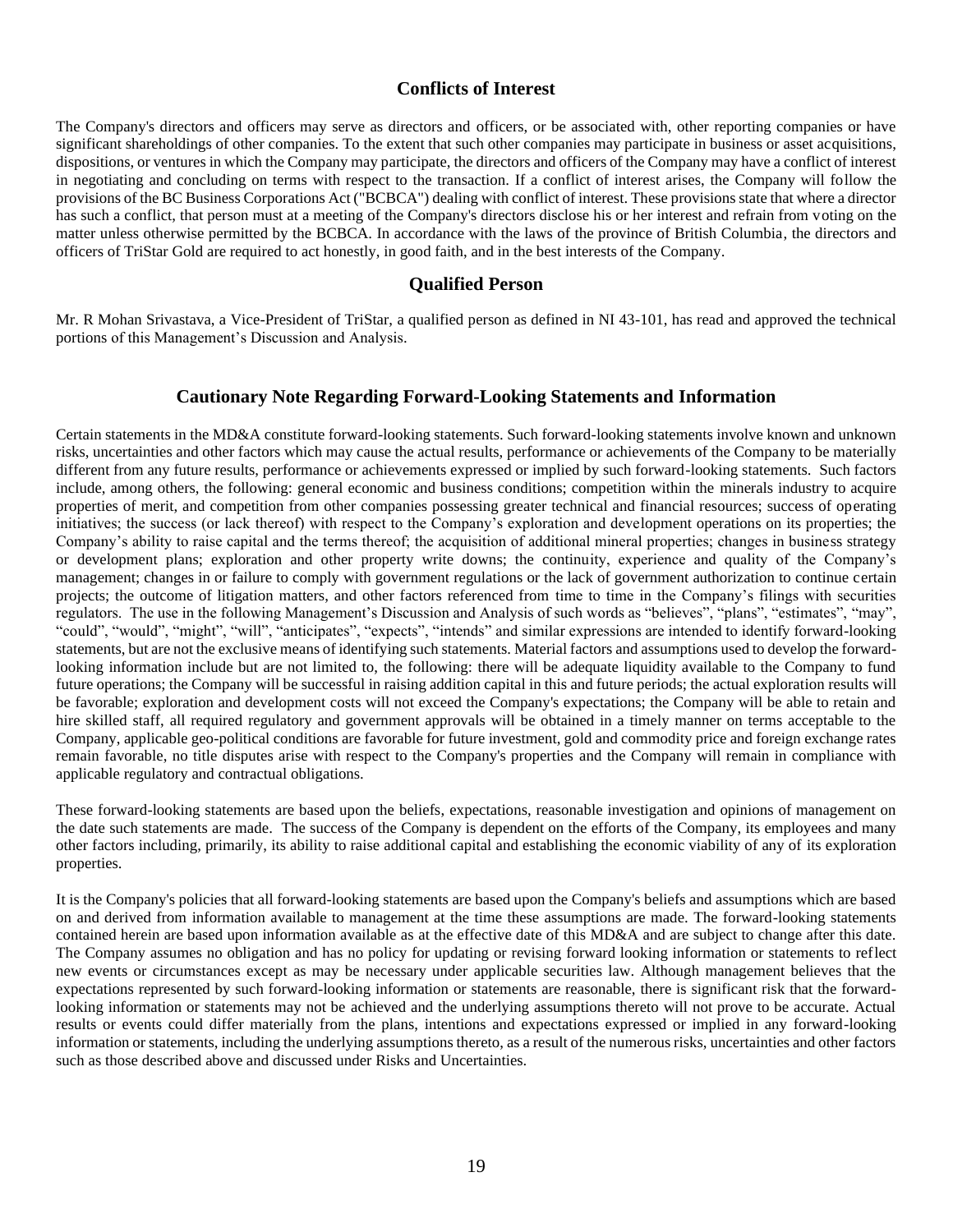## Conflicts of Interest

The Company's directors and officers may serve as directors and officers, or be associated with, other reporting companies or have significant shareholdings of other companies. To the extent that such other companies may participate in business or asset acquisitions, dispositions, or ventures in which the Company may participate, the directors and officers of the Company may have a conflict of interest in negotiating and concluding on terms with respect to the transaction. If a conflict of interest arises, the Company will follow the provisions of the BC Business Corporations Act ("BCBCA") dealing with conflict of interest. These provisions state that where a director has such a conflict, that person must at a meeting of the Company's directors disclose his or her interest and refrain from voting on the matter unless otherwise permitted by the BCBCA. In accordance with the laws of the province of British Columbia, the directors and officers of TriStar Gold are required to act honestly, in good faith, and in the best interests of the Company.

## Qualified Person

Mr. R Mohan Srivastava, a Vice-President of TriStar, a qualified person as defined in NI 43-101, has read and approved the technical portions of this Management's Discussion and Analysis.

## Cautionary Note Regarding Forward-Looking Statements and Information

Certain statements in the MD&A constitute forward-looking statements. Such forward-looking statements involve known and unknown risks, uncertainties and other factors which may cause the actual results, performance or achievements of the Company to be materially different from any future results, performance or achievements expressed or implied by such forward-looking statements. Such factors include, among others, the following: general economic and business conditions; competition within the minerals industry to acquire properties of merit, and competition from other companies possessing greater technical and financial resources; success of operating initiatives; the success (or lack thereof) with respect to the Company's exploration and development operations on its properties; the Company's ability to raise capital and the terms thereof; the acquisition of additional mineral properties; changes in business strategy or development plans; exploration and other property write downs; the continuity, experience and quality of the Company's management; changes in or failure to comply with government regulations or the lack of government authorization to continue certain projects; the outcome of litigation matters, and other factors referenced from time to time in the Company's filings with securities regulators. The use in the following Management's Discussion and Analysis of such words as "believes", "plans", "estimates", "may", "could", "would", "might", "will", "anticipates", "expects", "intends" and similar expressions are intended to identify forward-looking statements, but are not the exclusive means of identifying such statements. Material factors and assumptions used to develop the forward-looking information include but are not limited to, the following: there will be adequate liquidity available to the Company to fund future operations; the Company will be successful in raising addition capital in this and future periods; the actual exploration results will be favorable; exploration and development costs will not exceed the Company's expectations; the Company will be able to retain and hire skilled staff, all required regulatory and government approvals will be obtained in a timely manner on terms acceptable to the Company, applicable geo-political conditions are favorable for future investment, gold and commodity price and foreign exchange rates remain favorable, no title disputes arise with respect to the Company's properties and the Company will remain in compliance with applicable regulatory and contractual obligations.

These forward-looking statements are based upon the beliefs, expectations, reasonable investigation and opinions of management on the date such statements are made. The success of the Company is dependent on the efforts of the Company, its employees and many other factors including, primarily, its ability to raise additional capital and establishing the economic viability of any of its exploration properties.

It is the Company's policies that all forward-looking statements are based upon the Company's beliefs and assumptions which are based on and derived from information available to management at the time these assumptions are made. The forward-looking statements contained herein are based upon information available as at the effective date of this MD&A and are subject to change after this date. The Company assumes no obligation and has no policy for updating or revising forward looking information or statements to reflect new events or circumstances except as may be necessary under applicable securities law. Although management believes that the expectations represented by such forward-looking information or statements are reasonable, there is significant risk that the forward-looking information or statements may not be achieved and the underlying assumptions thereto will not prove to be accurate. Actual results or events could differ materially from the plans, intentions and expectations expressed or implied in any forward-looking information or statements, including the underlying assumptions thereto, as a result of the numerous risks, uncertainties and other factors such as those described above and discussed under Risks and Uncertainties.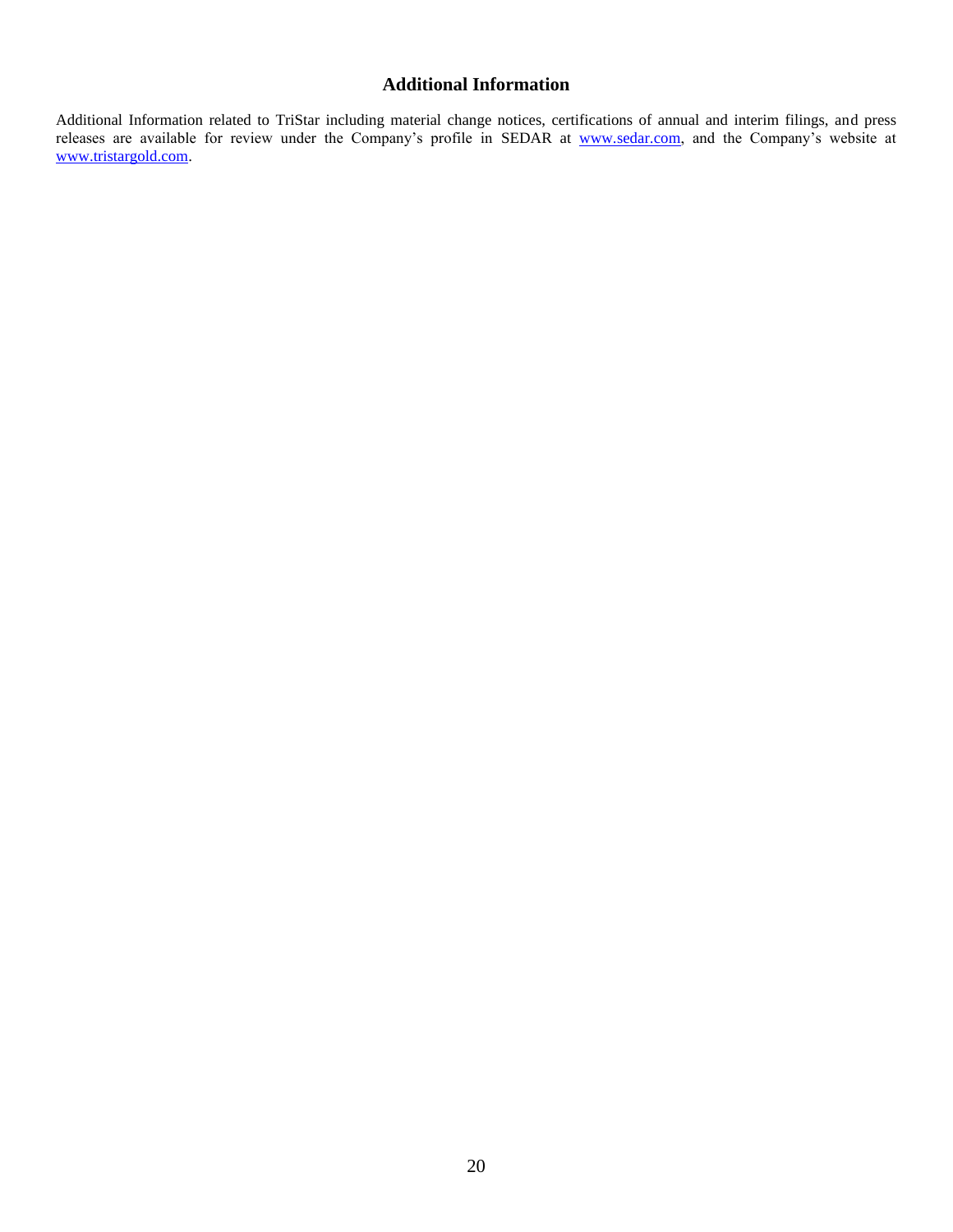## Additional Information

Additional Information related to TriStar including material change notices, certifications of annual and interim filings, and press releases are available for review under the Company's profile in SEDAR at [www.sedar.com](http://www.sedar.com), and the Company's website at [www.tristargold.com](http://www.tristargold.com).